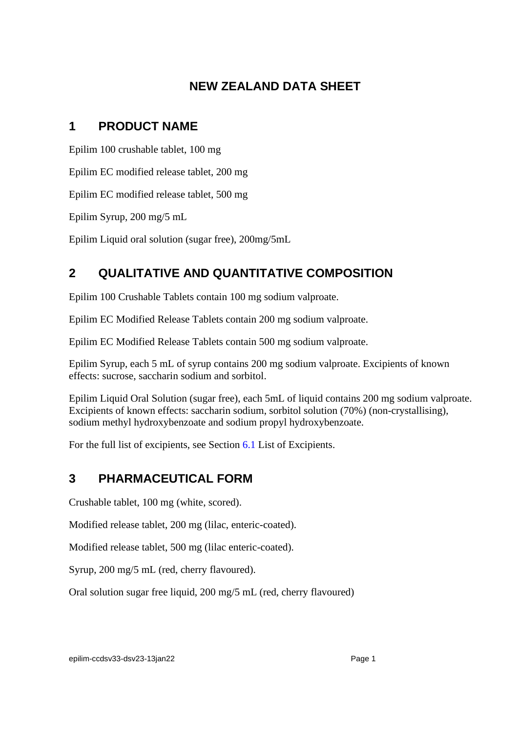# NEW ZEALAND DATA SHEET

## 1 PRODUCT NAME

Epilim 100 crushable tablet, 100 mg

Epilim EC modified release tablet, 200 mg

Epilim EC modified release tablet, 500 mg

Epilim Syrup, 200 mg/5 mL

Epilim Liquid oral solution (sugar free), 200mg/5mL

## 2 QUALITATIVE AND QUANTITATIVE COMPOSITION

Epilim 100 Crushable Tablets contain 100 mg sodium valproate.

Epilim EC Modified Release Tablets contain 200 mg sodium valproate.

Epilim EC Modified Release Tablets contain 500 mg sodium valproate.

Epilim Syrup, each 5 mL of syrup contains 200 mg sodium valproate. Excipients of known effects: sucrose, saccharin sodium and sorbitol.

Epilim Liquid Oral Solution (sugar free), each 5mL of liquid contains 200 mg sodium valproate. Excipients of known effects: saccharin sodium, sorbitol solution (70%) (non-crystallising), sodium methyl hydroxybenzoate and sodium propyl hydroxybenzoate.

For the full list of excipients, see Section 6.1 List of Excipients.

## 3 PHARMACEUTICAL FORM

Crushable tablet, 100 mg (white, scored).

Modified release tablet, 200 mg (lilac, enteric-coated).

Modified release tablet, 500 mg (lilac enteric-coated).

Syrup, 200 mg/5 mL (red, cherry flavoured).

Oral solution sugar free liquid, 200 mg/5 mL (red, cherry flavoured)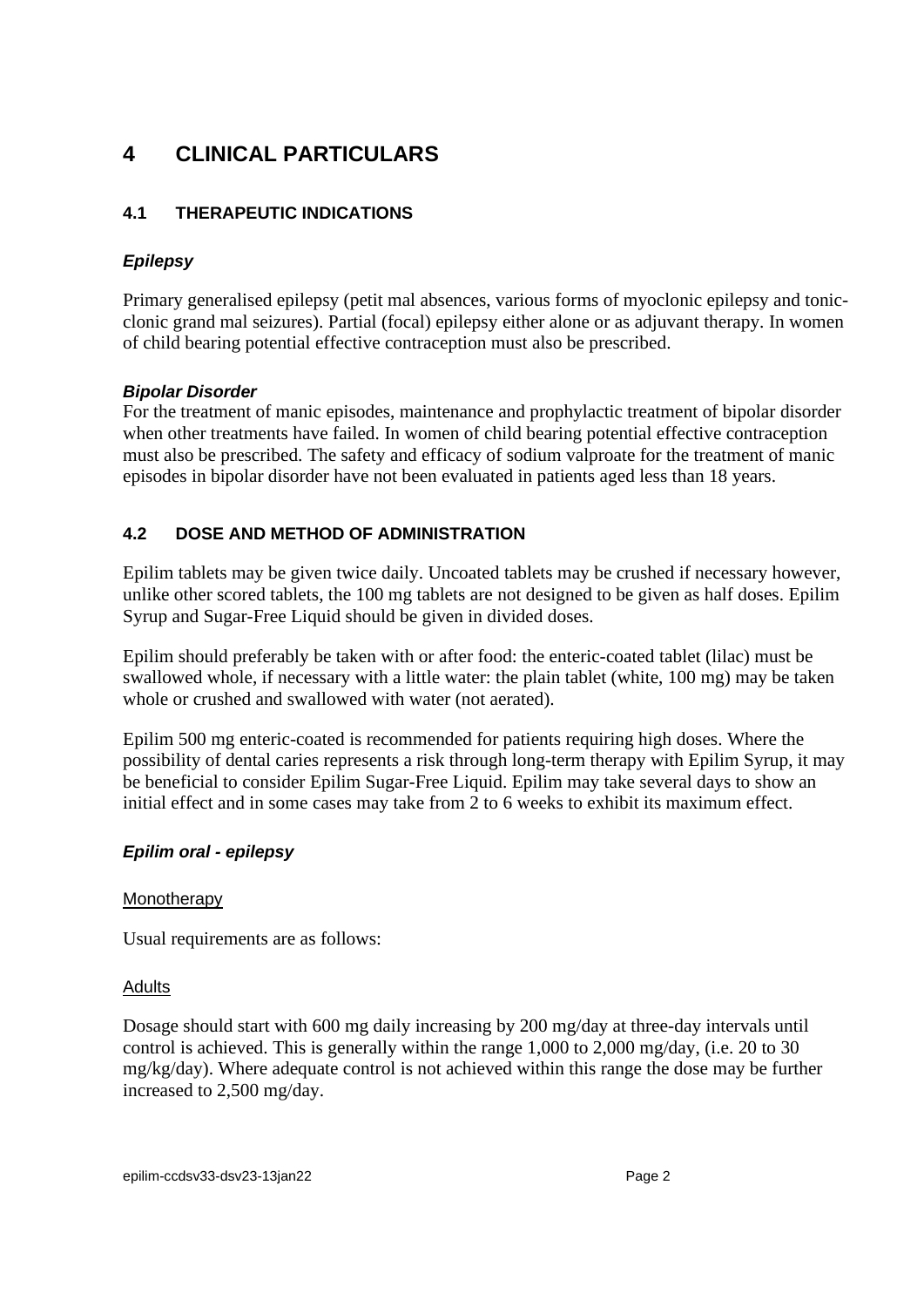# 4 CLINICAL PARTICULARS

## 4.1 THERAPEUTIC INDICATIONS

***Epilepsy***

Primary generalised epilepsy (petit mal absences, various forms of myoclonic epilepsy and tonic-clonic grand mal seizures). Partial (focal) epilepsy either alone or as adjuvant therapy. In women of child bearing potential effective contraception must also be prescribed.

***Bipolar Disorder***

For the treatment of manic episodes, maintenance and prophylactic treatment of bipolar disorder when other treatments have failed. In women of child bearing potential effective contraception must also be prescribed. The safety and efficacy of sodium valproate for the treatment of manic episodes in bipolar disorder have not been evaluated in patients aged less than 18 years.

## 4.2 DOSE AND METHOD OF ADMINISTRATION

Epilim tablets may be given twice daily. Uncoated tablets may be crushed if necessary however, unlike other scored tablets, the 100 mg tablets are not designed to be given as half doses. Epilim Syrup and Sugar-Free Liquid should be given in divided doses.

Epilim should preferably be taken with or after food: the enteric-coated tablet (lilac) must be swallowed whole, if necessary with a little water: the plain tablet (white, 100 mg) may be taken whole or crushed and swallowed with water (not aerated).

Epilim 500 mg enteric-coated is recommended for patients requiring high doses. Where the possibility of dental caries represents a risk through long-term therapy with Epilim Syrup, it may be beneficial to consider Epilim Sugar-Free Liquid. Epilim may take several days to show an initial effect and in some cases may take from 2 to 6 weeks to exhibit its maximum effect.

***Epilim oral - epilepsy***

Monotherapy

Usual requirements are as follows:

Adults

Dosage should start with 600 mg daily increasing by 200 mg/day at three-day intervals until control is achieved. This is generally within the range 1,000 to 2,000 mg/day, (i.e. 20 to 30 mg/kg/day). Where adequate control is not achieved within this range the dose may be further increased to 2,500 mg/day.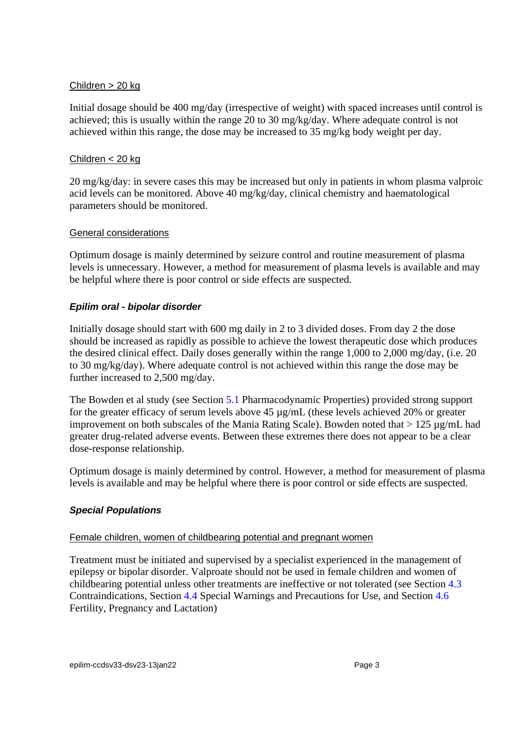Children > 20 kg

Initial dosage should be 400 mg/day (irrespective of weight) with spaced increases until control is achieved; this is usually within the range 20 to 30 mg/kg/day. Where adequate control is not achieved within this range, the dose may be increased to 35 mg/kg body weight per day.

Children < 20 kg

20 mg/kg/day: in severe cases this may be increased but only in patients in whom plasma valproic acid levels can be monitored. Above 40 mg/kg/day, clinical chemistry and haematological parameters should be monitored.

General considerations

Optimum dosage is mainly determined by seizure control and routine measurement of plasma levels is unnecessary. However, a method for measurement of plasma levels is available and may be helpful where there is poor control or side effects are suspected.

***Epilim oral - bipolar disorder***

Initially dosage should start with 600 mg daily in 2 to 3 divided doses. From day 2 the dose should be increased as rapidly as possible to achieve the lowest therapeutic dose which produces the desired clinical effect. Daily doses generally within the range 1,000 to 2,000 mg/day, (i.e. 20 to 30 mg/kg/day). Where adequate control is not achieved within this range the dose may be further increased to 2,500 mg/day.

The Bowden et al study (see Section 5.1 Pharmacodynamic Properties) provided strong support for the greater efficacy of serum levels above 45 µg/mL (these levels achieved 20% or greater improvement on both subscales of the Mania Rating Scale). Bowden noted that > 125 µg/mL had greater drug-related adverse events. Between these extremes there does not appear to be a clear dose-response relationship.

Optimum dosage is mainly determined by control. However, a method for measurement of plasma levels is available and may be helpful where there is poor control or side effects are suspected.

***Special Populations***

Female children, women of childbearing potential and pregnant women

Treatment must be initiated and supervised by a specialist experienced in the management of epilepsy or bipolar disorder. Valproate should not be used in female children and women of childbearing potential unless other treatments are ineffective or not tolerated (see Section 4.3 Contraindications, Section 4.4 Special Warnings and Precautions for Use, and Section 4.6 Fertility, Pregnancy and Lactation)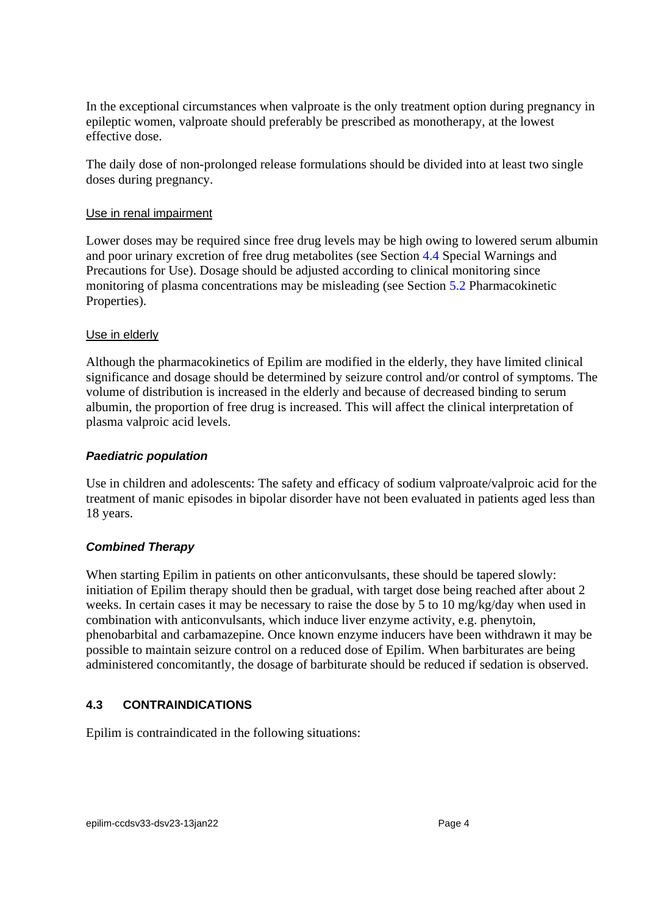In the exceptional circumstances when valproate is the only treatment option during pregnancy in epileptic women, valproate should preferably be prescribed as monotherapy, at the lowest effective dose.

The daily dose of non-prolonged release formulations should be divided into at least two single doses during pregnancy.

Use in renal impairment

Lower doses may be required since free drug levels may be high owing to lowered serum albumin and poor urinary excretion of free drug metabolites (see Section 4.4 Special Warnings and Precautions for Use). Dosage should be adjusted according to clinical monitoring since monitoring of plasma concentrations may be misleading (see Section 5.2 Pharmacokinetic Properties).

Use in elderly

Although the pharmacokinetics of Epilim are modified in the elderly, they have limited clinical significance and dosage should be determined by seizure control and/or control of symptoms. The volume of distribution is increased in the elderly and because of decreased binding to serum albumin, the proportion of free drug is increased. This will affect the clinical interpretation of plasma valproic acid levels.

***Paediatric population***

Use in children and adolescents: The safety and efficacy of sodium valproate/valproic acid for the treatment of manic episodes in bipolar disorder have not been evaluated in patients aged less than 18 years.

***Combined Therapy***

When starting Epilim in patients on other anticonvulsants, these should be tapered slowly: initiation of Epilim therapy should then be gradual, with target dose being reached after about 2 weeks. In certain cases it may be necessary to raise the dose by 5 to 10 mg/kg/day when used in combination with anticonvulsants, which induce liver enzyme activity, e.g. phenytoin, phenobarbital and carbamazepine. Once known enzyme inducers have been withdrawn it may be possible to maintain seizure control on a reduced dose of Epilim. When barbiturates are being administered concomitantly, the dosage of barbiturate should be reduced if sedation is observed.

## 4.3 CONTRAINDICATIONS

Epilim is contraindicated in the following situations: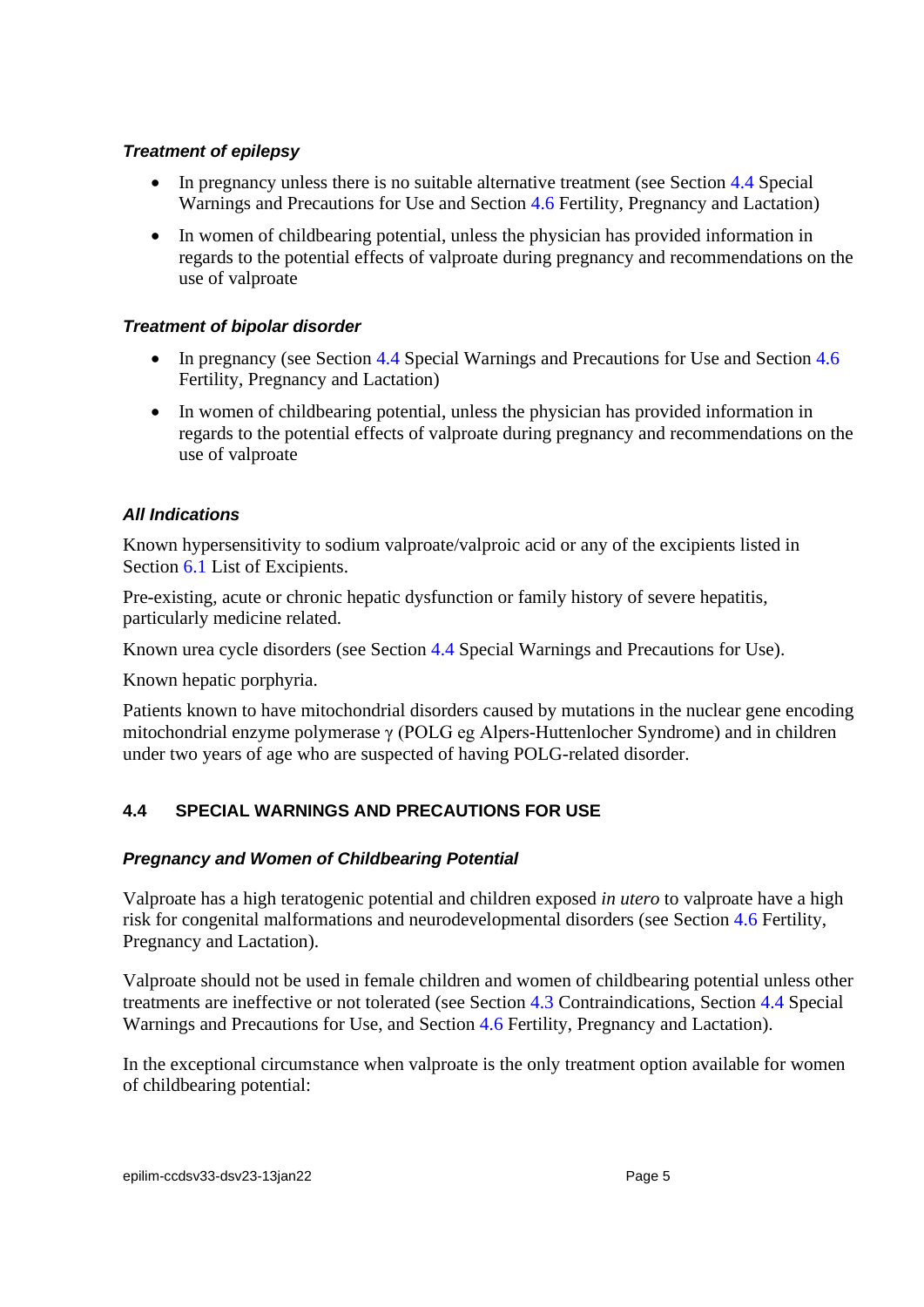***Treatment of epilepsy***

- In pregnancy unless there is no suitable alternative treatment (see Section 4.4 Special Warnings and Precautions for Use and Section 4.6 Fertility, Pregnancy and Lactation)
- In women of childbearing potential, unless the physician has provided information in regards to the potential effects of valproate during pregnancy and recommendations on the use of valproate

***Treatment of bipolar disorder***

- In pregnancy (see Section 4.4 Special Warnings and Precautions for Use and Section 4.6 Fertility, Pregnancy and Lactation)
- In women of childbearing potential, unless the physician has provided information in regards to the potential effects of valproate during pregnancy and recommendations on the use of valproate

***All Indications***

Known hypersensitivity to sodium valproate/valproic acid or any of the excipients listed in Section 6.1 List of Excipients.

Pre-existing, acute or chronic hepatic dysfunction or family history of severe hepatitis, particularly medicine related.

Known urea cycle disorders (see Section 4.4 Special Warnings and Precautions for Use).

Known hepatic porphyria.

Patients known to have mitochondrial disorders caused by mutations in the nuclear gene encoding mitochondrial enzyme polymerase $\gamma$ (POLG eg Alpers-Huttenlocher Syndrome) and in children under two years of age who are suspected of having POLG-related disorder.

## 4.4 SPECIAL WARNINGS AND PRECAUTIONS FOR USE

***Pregnancy and Women of Childbearing Potential***

Valproate has a high teratogenic potential and children exposed *in utero* to valproate have a high risk for congenital malformations and neurodevelopmental disorders (see Section 4.6 Fertility, Pregnancy and Lactation).

Valproate should not be used in female children and women of childbearing potential unless other treatments are ineffective or not tolerated (see Section 4.3 Contraindications, Section 4.4 Special Warnings and Precautions for Use, and Section 4.6 Fertility, Pregnancy and Lactation).

In the exceptional circumstance when valproate is the only treatment option available for women of childbearing potential: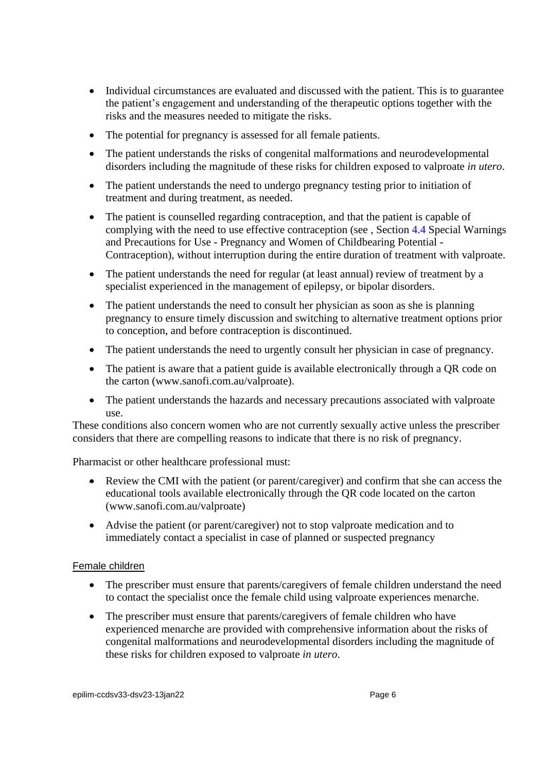- Individual circumstances are evaluated and discussed with the patient. This is to guarantee the patient's engagement and understanding of the therapeutic options together with the risks and the measures needed to mitigate the risks.
- The potential for pregnancy is assessed for all female patients.
- The patient understands the risks of congenital malformations and neurodevelopmental disorders including the magnitude of these risks for children exposed to valproate *in utero*.
- The patient understands the need to undergo pregnancy testing prior to initiation of treatment and during treatment, as needed.
- The patient is counselled regarding contraception, and that the patient is capable of complying with the need to use effective contraception (see , Section 4.4 Special Warnings and Precautions for Use - Pregnancy and Women of Childbearing Potential - Contraception), without interruption during the entire duration of treatment with valproate.
- The patient understands the need for regular (at least annual) review of treatment by a specialist experienced in the management of epilepsy, or bipolar disorders.
- The patient understands the need to consult her physician as soon as she is planning pregnancy to ensure timely discussion and switching to alternative treatment options prior to conception, and before contraception is discontinued.
- The patient understands the need to urgently consult her physician in case of pregnancy.
- The patient is aware that a patient guide is available electronically through a QR code on the carton (www.sanofi.com.au/valproate).
- The patient understands the hazards and necessary precautions associated with valproate use.

These conditions also concern women who are not currently sexually active unless the prescriber considers that there are compelling reasons to indicate that there is no risk of pregnancy.

Pharmacist or other healthcare professional must:

- Review the CMI with the patient (or parent/caregiver) and confirm that she can access the educational tools available electronically through the QR code located on the carton (www.sanofi.com.au/valproate)
- Advise the patient (or parent/caregiver) not to stop valproate medication and to immediately contact a specialist in case of planned or suspected pregnancy

Female children

- The prescriber must ensure that parents/caregivers of female children understand the need to contact the specialist once the female child using valproate experiences menarche.
- The prescriber must ensure that parents/caregivers of female children who have experienced menarche are provided with comprehensive information about the risks of congenital malformations and neurodevelopmental disorders including the magnitude of these risks for children exposed to valproate *in utero*.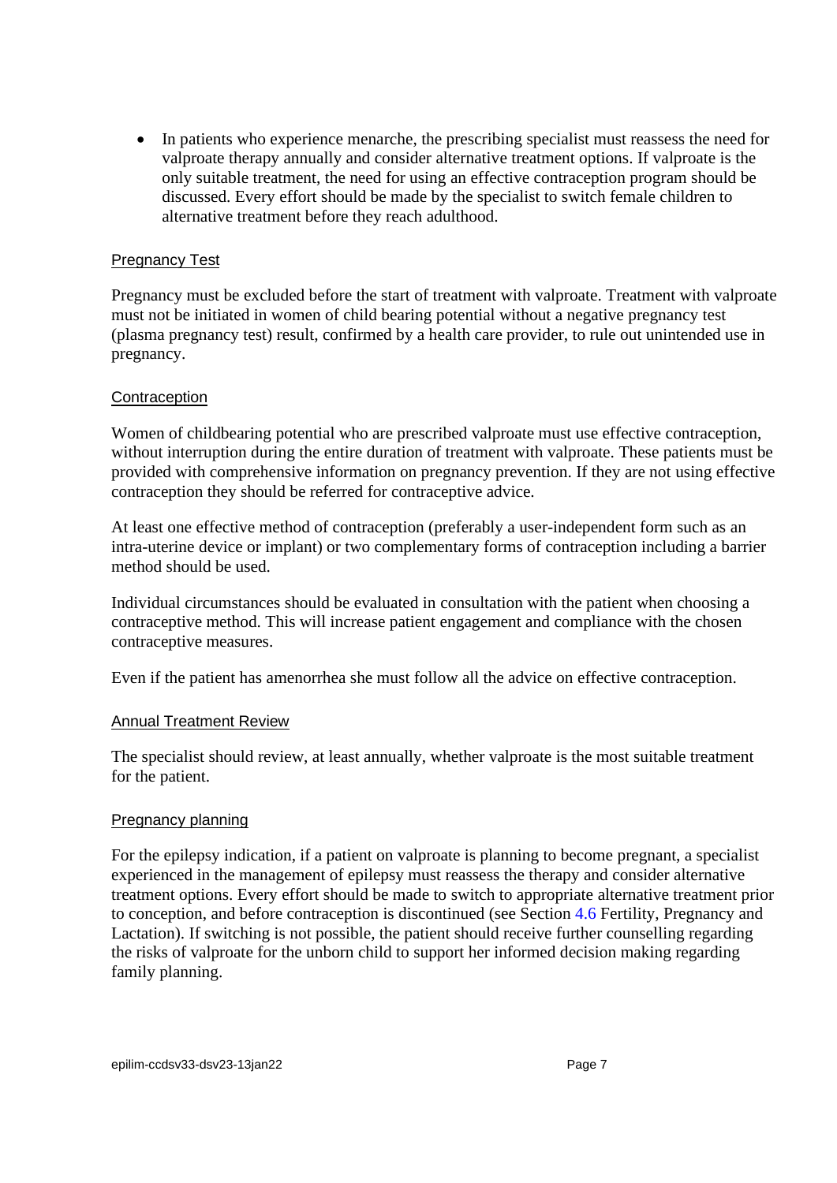- In patients who experience menarche, the prescribing specialist must reassess the need for valproate therapy annually and consider alternative treatment options. If valproate is the only suitable treatment, the need for using an effective contraception program should be discussed. Every effort should be made by the specialist to switch female children to alternative treatment before they reach adulthood.

<u>Pregnancy Test</u>

Pregnancy must be excluded before the start of treatment with valproate. Treatment with valproate must not be initiated in women of child bearing potential without a negative pregnancy test (plasma pregnancy test) result, confirmed by a health care provider, to rule out unintended use in pregnancy.

<u>Contraception</u>

Women of childbearing potential who are prescribed valproate must use effective contraception, without interruption during the entire duration of treatment with valproate. These patients must be provided with comprehensive information on pregnancy prevention. If they are not using effective contraception they should be referred for contraceptive advice.

At least one effective method of contraception (preferably a user-independent form such as an intra-uterine device or implant) or two complementary forms of contraception including a barrier method should be used.

Individual circumstances should be evaluated in consultation with the patient when choosing a contraceptive method. This will increase patient engagement and compliance with the chosen contraceptive measures.

Even if the patient has amenorrhea she must follow all the advice on effective contraception.

<u>Annual Treatment Review</u>

The specialist should review, at least annually, whether valproate is the most suitable treatment for the patient.

<u>Pregnancy planning</u>

For the epilepsy indication, if a patient on valproate is planning to become pregnant, a specialist experienced in the management of epilepsy must reassess the therapy and consider alternative treatment options. Every effort should be made to switch to appropriate alternative treatment prior to conception, and before contraception is discontinued (see Section 4.6 Fertility, Pregnancy and Lactation). If switching is not possible, the patient should receive further counselling regarding the risks of valproate for the unborn child to support her informed decision making regarding family planning.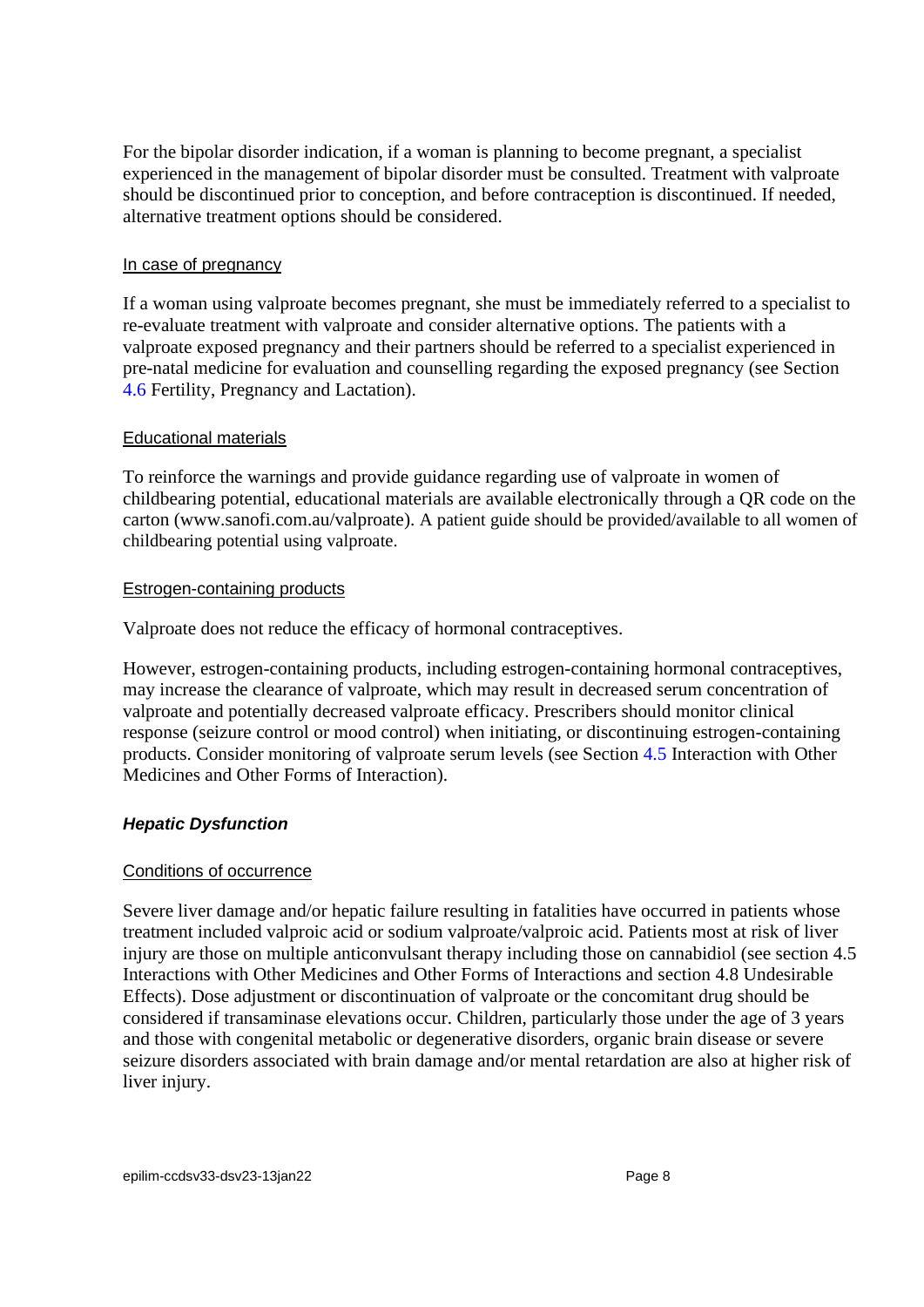For the bipolar disorder indication, if a woman is planning to become pregnant, a specialist experienced in the management of bipolar disorder must be consulted. Treatment with valproate should be discontinued prior to conception, and before contraception is discontinued. If needed, alternative treatment options should be considered.

<u>In case of pregnancy</u>

If a woman using valproate becomes pregnant, she must be immediately referred to a specialist to re-evaluate treatment with valproate and consider alternative options. The patients with a valproate exposed pregnancy and their partners should be referred to a specialist experienced in pre-natal medicine for evaluation and counselling regarding the exposed pregnancy (see Section 4.6 Fertility, Pregnancy and Lactation).

<u>Educational materials</u>

To reinforce the warnings and provide guidance regarding use of valproate in women of childbearing potential, educational materials are available electronically through a QR code on the carton (www.sanofi.com.au/valproate). A patient guide should be provided/available to all women of childbearing potential using valproate.

<u>Estrogen-containing products</u>

Valproate does not reduce the efficacy of hormonal contraceptives.

However, estrogen-containing products, including estrogen-containing hormonal contraceptives, may increase the clearance of valproate, which may result in decreased serum concentration of valproate and potentially decreased valproate efficacy. Prescribers should monitor clinical response (seizure control or mood control) when initiating, or discontinuing estrogen-containing products. Consider monitoring of valproate serum levels (see Section 4.5 Interaction with Other Medicines and Other Forms of Interaction).

***Hepatic Dysfunction***

<u>Conditions of occurrence</u>

Severe liver damage and/or hepatic failure resulting in fatalities have occurred in patients whose treatment included valproic acid or sodium valproate/valproic acid. Patients most at risk of liver injury are those on multiple anticonvulsant therapy including those on cannabidiol (see section 4.5 Interactions with Other Medicines and Other Forms of Interactions and section 4.8 Undesirable Effects). Dose adjustment or discontinuation of valproate or the concomitant drug should be considered if transaminase elevations occur. Children, particularly those under the age of 3 years and those with congenital metabolic or degenerative disorders, organic brain disease or severe seizure disorders associated with brain damage and/or mental retardation are also at higher risk of liver injury.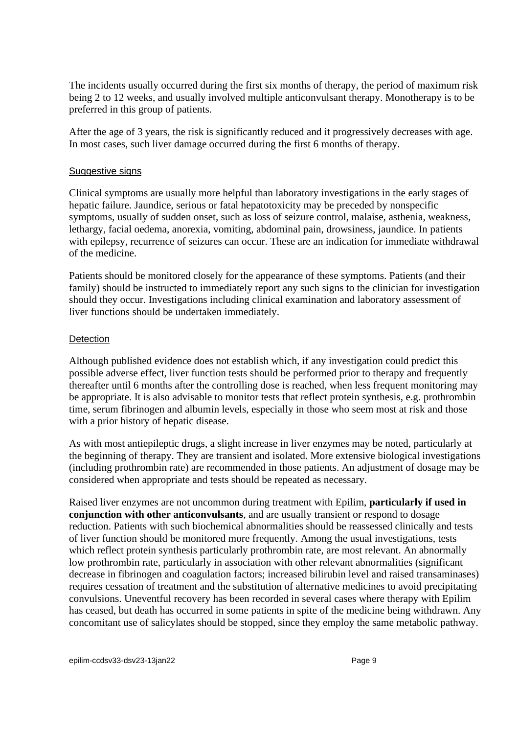The incidents usually occurred during the first six months of therapy, the period of maximum risk being 2 to 12 weeks, and usually involved multiple anticonvulsant therapy. Monotherapy is to be preferred in this group of patients.

After the age of 3 years, the risk is significantly reduced and it progressively decreases with age. In most cases, such liver damage occurred during the first 6 months of therapy.

Suggestive signs

Clinical symptoms are usually more helpful than laboratory investigations in the early stages of hepatic failure. Jaundice, serious or fatal hepatotoxicity may be preceded by nonspecific symptoms, usually of sudden onset, such as loss of seizure control, malaise, asthenia, weakness, lethargy, facial oedema, anorexia, vomiting, abdominal pain, drowsiness, jaundice. In patients with epilepsy, recurrence of seizures can occur. These are an indication for immediate withdrawal of the medicine.

Patients should be monitored closely for the appearance of these symptoms. Patients (and their family) should be instructed to immediately report any such signs to the clinician for investigation should they occur. Investigations including clinical examination and laboratory assessment of liver functions should be undertaken immediately.

Detection

Although published evidence does not establish which, if any investigation could predict this possible adverse effect, liver function tests should be performed prior to therapy and frequently thereafter until 6 months after the controlling dose is reached, when less frequent monitoring may be appropriate. It is also advisable to monitor tests that reflect protein synthesis, e.g. prothrombin time, serum fibrinogen and albumin levels, especially in those who seem most at risk and those with a prior history of hepatic disease.

As with most antiepileptic drugs, a slight increase in liver enzymes may be noted, particularly at the beginning of therapy. They are transient and isolated. More extensive biological investigations (including prothrombin rate) are recommended in those patients. An adjustment of dosage may be considered when appropriate and tests should be repeated as necessary.

Raised liver enzymes are not uncommon during treatment with Epilim, **particularly if used in conjunction with other anticonvulsants**, and are usually transient or respond to dosage reduction. Patients with such biochemical abnormalities should be reassessed clinically and tests of liver function should be monitored more frequently. Among the usual investigations, tests which reflect protein synthesis particularly prothrombin rate, are most relevant. An abnormally low prothrombin rate, particularly in association with other relevant abnormalities (significant decrease in fibrinogen and coagulation factors; increased bilirubin level and raised transaminases) requires cessation of treatment and the substitution of alternative medicines to avoid precipitating convulsions. Uneventful recovery has been recorded in several cases where therapy with Epilim has ceased, but death has occurred in some patients in spite of the medicine being withdrawn. Any concomitant use of salicylates should be stopped, since they employ the same metabolic pathway.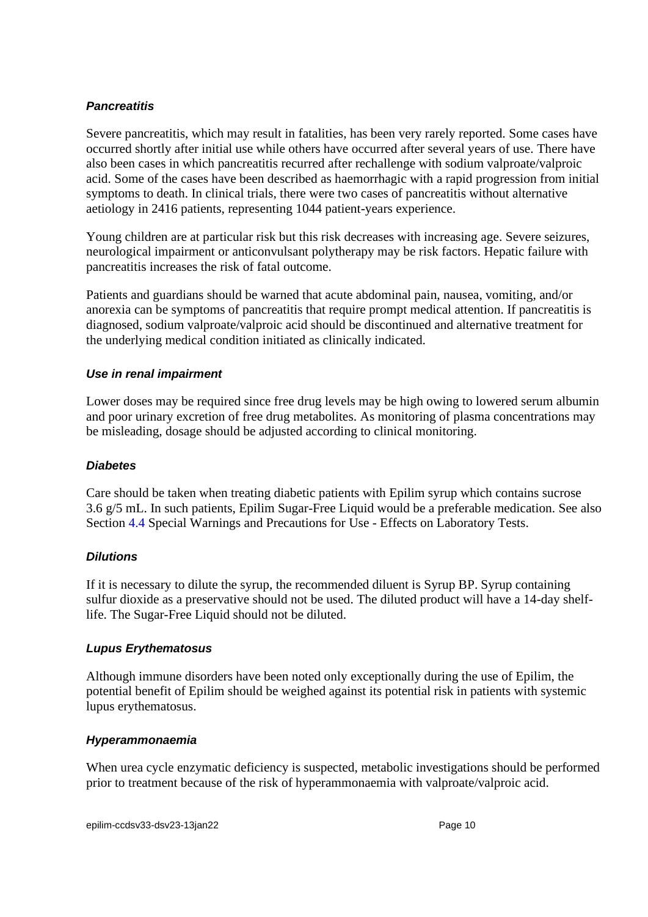#### ***Pancreatitis***

Severe pancreatitis, which may result in fatalities, has been very rarely reported. Some cases have occurred shortly after initial use while others have occurred after several years of use. There have also been cases in which pancreatitis recurred after rechallenge with sodium valproate/valproic acid. Some of the cases have been described as haemorrhagic with a rapid progression from initial symptoms to death. In clinical trials, there were two cases of pancreatitis without alternative aetiology in 2416 patients, representing 1044 patient-years experience.

Young children are at particular risk but this risk decreases with increasing age. Severe seizures, neurological impairment or anticonvulsant polytherapy may be risk factors. Hepatic failure with pancreatitis increases the risk of fatal outcome.

Patients and guardians should be warned that acute abdominal pain, nausea, vomiting, and/or anorexia can be symptoms of pancreatitis that require prompt medical attention. If pancreatitis is diagnosed, sodium valproate/valproic acid should be discontinued and alternative treatment for the underlying medical condition initiated as clinically indicated.

#### ***Use in renal impairment***

Lower doses may be required since free drug levels may be high owing to lowered serum albumin and poor urinary excretion of free drug metabolites. As monitoring of plasma concentrations may be misleading, dosage should be adjusted according to clinical monitoring.

#### ***Diabetes***

Care should be taken when treating diabetic patients with Epilim syrup which contains sucrose 3.6 g/5 mL. In such patients, Epilim Sugar-Free Liquid would be a preferable medication. See also Section 4.4 Special Warnings and Precautions for Use - Effects on Laboratory Tests.

#### ***Dilutions***

If it is necessary to dilute the syrup, the recommended diluent is Syrup BP. Syrup containing sulfur dioxide as a preservative should not be used. The diluted product will have a 14-day shelf-life. The Sugar-Free Liquid should not be diluted.

#### ***Lupus Erythematosus***

Although immune disorders have been noted only exceptionally during the use of Epilim, the potential benefit of Epilim should be weighed against its potential risk in patients with systemic lupus erythematosus.

#### ***Hyperammonaemia***

When urea cycle enzymatic deficiency is suspected, metabolic investigations should be performed prior to treatment because of the risk of hyperammonaemia with valproate/valproic acid.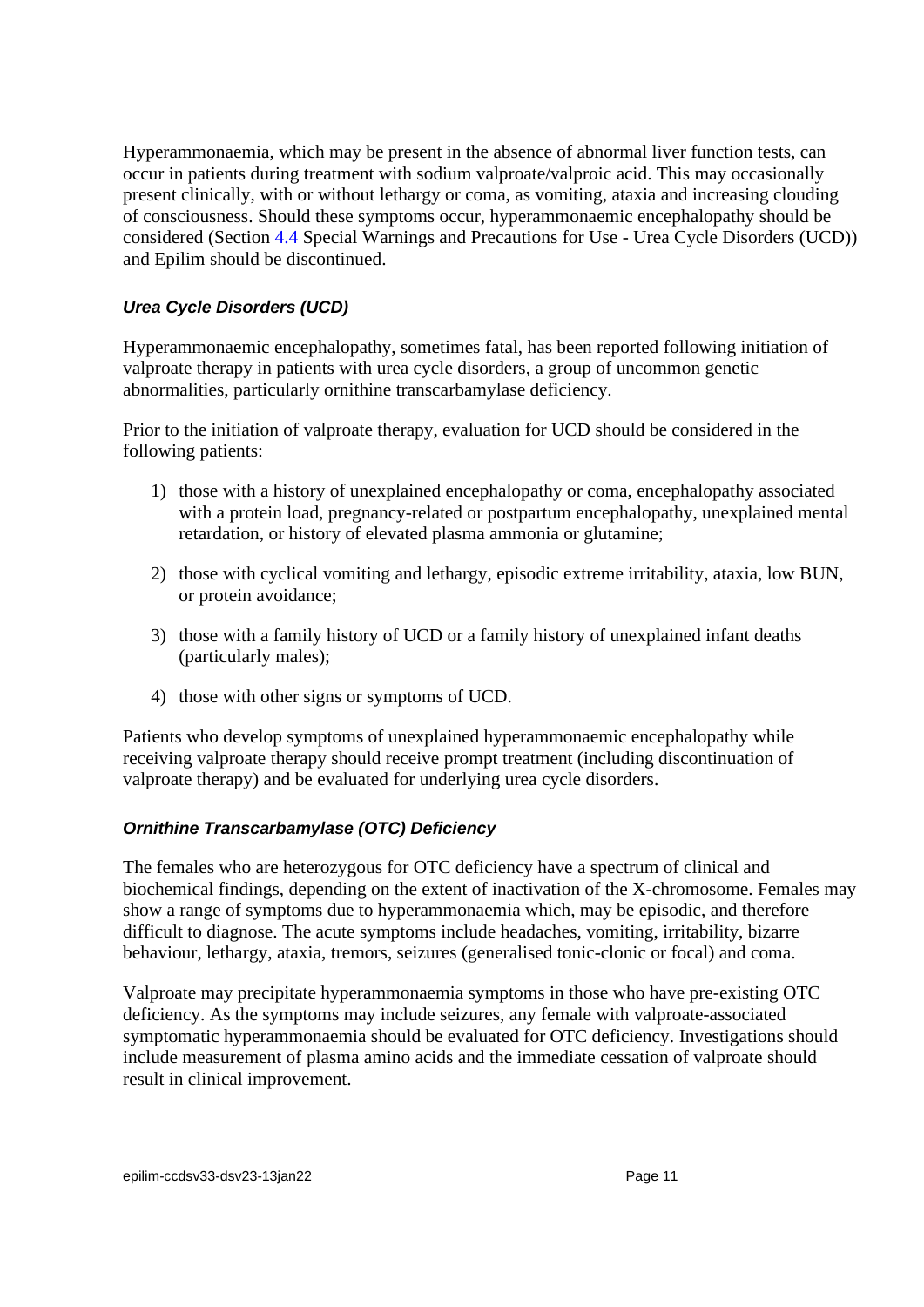Hyperammonaemia, which may be present in the absence of abnormal liver function tests, can occur in patients during treatment with sodium valproate/valproic acid. This may occasionally present clinically, with or without lethargy or coma, as vomiting, ataxia and increasing clouding of consciousness. Should these symptoms occur, hyperammonaemic encephalopathy should be considered (Section 4.4 Special Warnings and Precautions for Use - Urea Cycle Disorders (UCD)) and Epilim should be discontinued.

***Urea Cycle Disorders (UCD)***

Hyperammonaemic encephalopathy, sometimes fatal, has been reported following initiation of valproate therapy in patients with urea cycle disorders, a group of uncommon genetic abnormalities, particularly ornithine transcarbamylase deficiency.

Prior to the initiation of valproate therapy, evaluation for UCD should be considered in the following patients:

1) those with a history of unexplained encephalopathy or coma, encephalopathy associated with a protein load, pregnancy-related or postpartum encephalopathy, unexplained mental retardation, or history of elevated plasma ammonia or glutamine;

2) those with cyclical vomiting and lethargy, episodic extreme irritability, ataxia, low BUN, or protein avoidance;

3) those with a family history of UCD or a family history of unexplained infant deaths (particularly males);

4) those with other signs or symptoms of UCD.

Patients who develop symptoms of unexplained hyperammonaemic encephalopathy while receiving valproate therapy should receive prompt treatment (including discontinuation of valproate therapy) and be evaluated for underlying urea cycle disorders.

***Ornithine Transcarbamylase (OTC) Deficiency***

The females who are heterozygous for OTC deficiency have a spectrum of clinical and biochemical findings, depending on the extent of inactivation of the X-chromosome. Females may show a range of symptoms due to hyperammonaemia which, may be episodic, and therefore difficult to diagnose. The acute symptoms include headaches, vomiting, irritability, bizarre behaviour, lethargy, ataxia, tremors, seizures (generalised tonic-clonic or focal) and coma.

Valproate may precipitate hyperammonaemia symptoms in those who have pre-existing OTC deficiency. As the symptoms may include seizures, any female with valproate-associated symptomatic hyperammonaemia should be evaluated for OTC deficiency. Investigations should include measurement of plasma amino acids and the immediate cessation of valproate should result in clinical improvement.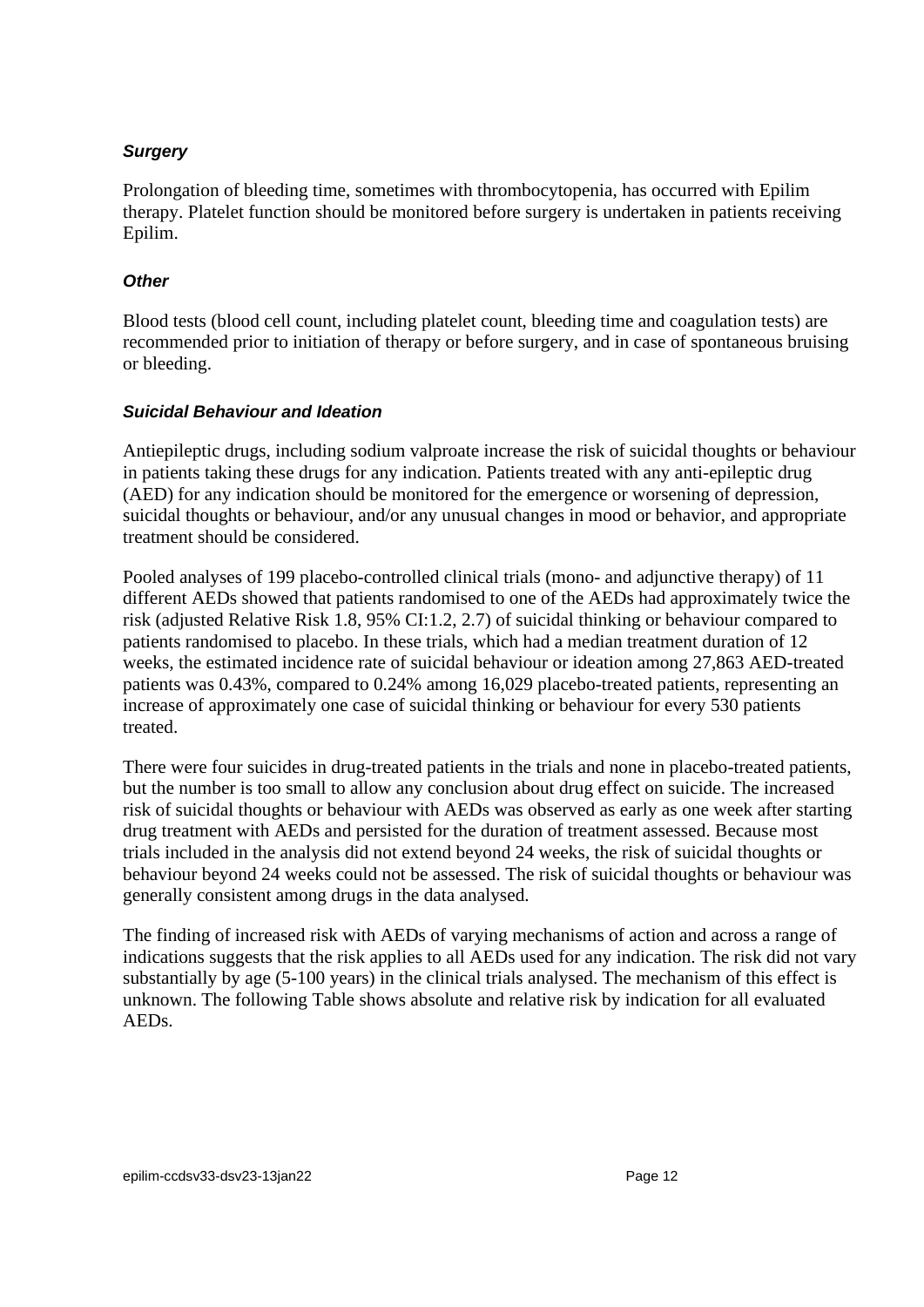### ***Surgery***

Prolongation of bleeding time, sometimes with thrombocytopenia, has occurred with Epilim therapy. Platelet function should be monitored before surgery is undertaken in patients receiving Epilim.

### ***Other***

Blood tests (blood cell count, including platelet count, bleeding time and coagulation tests) are recommended prior to initiation of therapy or before surgery, and in case of spontaneous bruising or bleeding.

### ***Suicidal Behaviour and Ideation***

Antiepileptic drugs, including sodium valproate increase the risk of suicidal thoughts or behaviour in patients taking these drugs for any indication. Patients treated with any anti-epileptic drug (AED) for any indication should be monitored for the emergence or worsening of depression, suicidal thoughts or behaviour, and/or any unusual changes in mood or behavior, and appropriate treatment should be considered.

Pooled analyses of 199 placebo-controlled clinical trials (mono- and adjunctive therapy) of 11 different AEDs showed that patients randomised to one of the AEDs had approximately twice the risk (adjusted Relative Risk 1.8, 95% CI:1.2, 2.7) of suicidal thinking or behaviour compared to patients randomised to placebo. In these trials, which had a median treatment duration of 12 weeks, the estimated incidence rate of suicidal behaviour or ideation among 27,863 AED-treated patients was 0.43%, compared to 0.24% among 16,029 placebo-treated patients, representing an increase of approximately one case of suicidal thinking or behaviour for every 530 patients treated.

There were four suicides in drug-treated patients in the trials and none in placebo-treated patients, but the number is too small to allow any conclusion about drug effect on suicide. The increased risk of suicidal thoughts or behaviour with AEDs was observed as early as one week after starting drug treatment with AEDs and persisted for the duration of treatment assessed. Because most trials included in the analysis did not extend beyond 24 weeks, the risk of suicidal thoughts or behaviour beyond 24 weeks could not be assessed. The risk of suicidal thoughts or behaviour was generally consistent among drugs in the data analysed.

The finding of increased risk with AEDs of varying mechanisms of action and across a range of indications suggests that the risk applies to all AEDs used for any indication. The risk did not vary substantially by age (5-100 years) in the clinical trials analysed. The mechanism of this effect is unknown. The following Table shows absolute and relative risk by indication for all evaluated AEDs.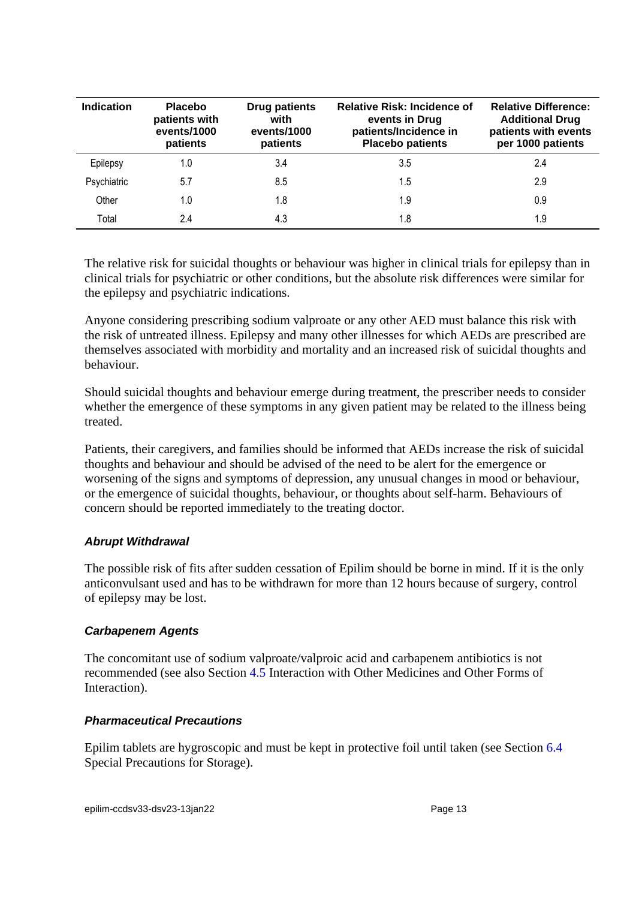| Indication | Placebo patients with events/1000 patients | Drug patients with events/1000 patients | Relative Risk: Incidence of events in Drug patients/Incidence in Placebo patients | Relative Difference: Additional Drug patients with events per 1000 patients |
|---|---|---|---|---|
| Epilepsy | 1.0 | 3.4 | 3.5 | 2.4 |
| Psychiatric | 5.7 | 8.5 | 1.5 | 2.9 |
| Other | 1.0 | 1.8 | 1.9 | 0.9 |
| Total | 2.4 | 4.3 | 1.8 | 1.9 |

The relative risk for suicidal thoughts or behaviour was higher in clinical trials for epilepsy than in clinical trials for psychiatric or other conditions, but the absolute risk differences were similar for the epilepsy and psychiatric indications.

Anyone considering prescribing sodium valproate or any other AED must balance this risk with the risk of untreated illness. Epilepsy and many other illnesses for which AEDs are prescribed are themselves associated with morbidity and mortality and an increased risk of suicidal thoughts and behaviour.

Should suicidal thoughts and behaviour emerge during treatment, the prescriber needs to consider whether the emergence of these symptoms in any given patient may be related to the illness being treated.

Patients, their caregivers, and families should be informed that AEDs increase the risk of suicidal thoughts and behaviour and should be advised of the need to be alert for the emergence or worsening of the signs and symptoms of depression, any unusual changes in mood or behaviour, or the emergence of suicidal thoughts, behaviour, or thoughts about self-harm. Behaviours of concern should be reported immediately to the treating doctor.

#### *Abrupt Withdrawal*

The possible risk of fits after sudden cessation of Epilim should be borne in mind. If it is the only anticonvulsant used and has to be withdrawn for more than 12 hours because of surgery, control of epilepsy may be lost.

#### *Carbapenem Agents*

The concomitant use of sodium valproate/valproic acid and carbapenem antibiotics is not recommended (see also Section 4.5 Interaction with Other Medicines and Other Forms of Interaction).

#### *Pharmaceutical Precautions*

Epilim tablets are hygroscopic and must be kept in protective foil until taken (see Section 6.4 Special Precautions for Storage).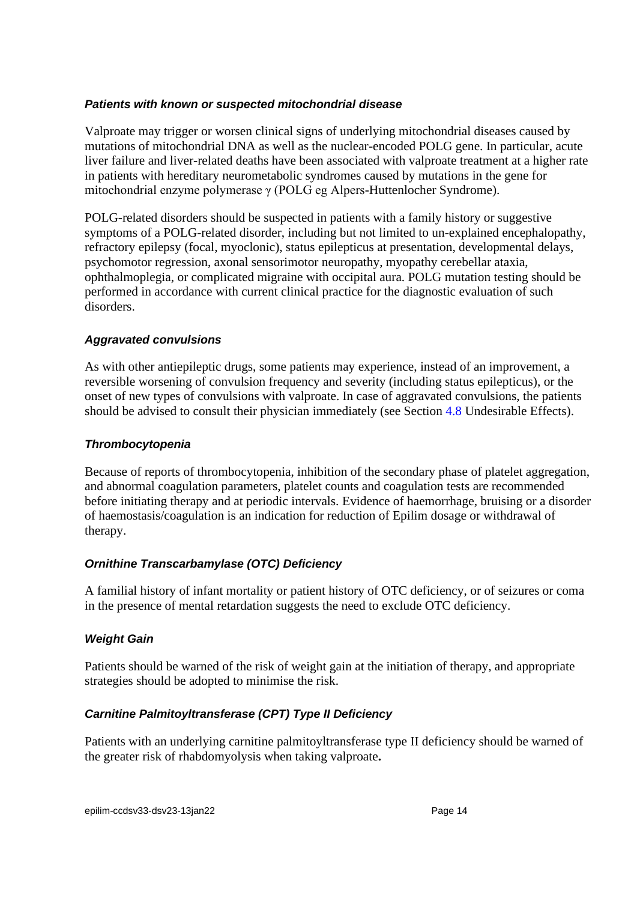#### *Patients with known or suspected mitochondrial disease*

Valproate may trigger or worsen clinical signs of underlying mitochondrial diseases caused by mutations of mitochondrial DNA as well as the nuclear-encoded POLG gene. In particular, acute liver failure and liver-related deaths have been associated with valproate treatment at a higher rate in patients with hereditary neurometabolic syndromes caused by mutations in the gene for mitochondrial enzyme polymerase γ (POLG eg Alpers-Huttenlocher Syndrome).

POLG-related disorders should be suspected in patients with a family history or suggestive symptoms of a POLG-related disorder, including but not limited to un-explained encephalopathy, refractory epilepsy (focal, myoclonic), status epilepticus at presentation, developmental delays, psychomotor regression, axonal sensorimotor neuropathy, myopathy cerebellar ataxia, ophthalmoplegia, or complicated migraine with occipital aura. POLG mutation testing should be performed in accordance with current clinical practice for the diagnostic evaluation of such disorders.

#### *Aggravated convulsions*

As with other antiepileptic drugs, some patients may experience, instead of an improvement, a reversible worsening of convulsion frequency and severity (including status epilepticus), or the onset of new types of convulsions with valproate. In case of aggravated convulsions, the patients should be advised to consult their physician immediately (see Section 4.8 Undesirable Effects).

#### *Thrombocytopenia*

Because of reports of thrombocytopenia, inhibition of the secondary phase of platelet aggregation, and abnormal coagulation parameters, platelet counts and coagulation tests are recommended before initiating therapy and at periodic intervals. Evidence of haemorrhage, bruising or a disorder of haemostasis/coagulation is an indication for reduction of Epilim dosage or withdrawal of therapy.

#### *Ornithine Transcarbamylase (OTC) Deficiency*

A familial history of infant mortality or patient history of OTC deficiency, or of seizures or coma in the presence of mental retardation suggests the need to exclude OTC deficiency.

#### *Weight Gain*

Patients should be warned of the risk of weight gain at the initiation of therapy, and appropriate strategies should be adopted to minimise the risk.

#### *Carnitine Palmitoyltransferase (CPT) Type II Deficiency*

Patients with an underlying carnitine palmitoyltransferase type II deficiency should be warned of the greater risk of rhabdomyolysis when taking valproate**.**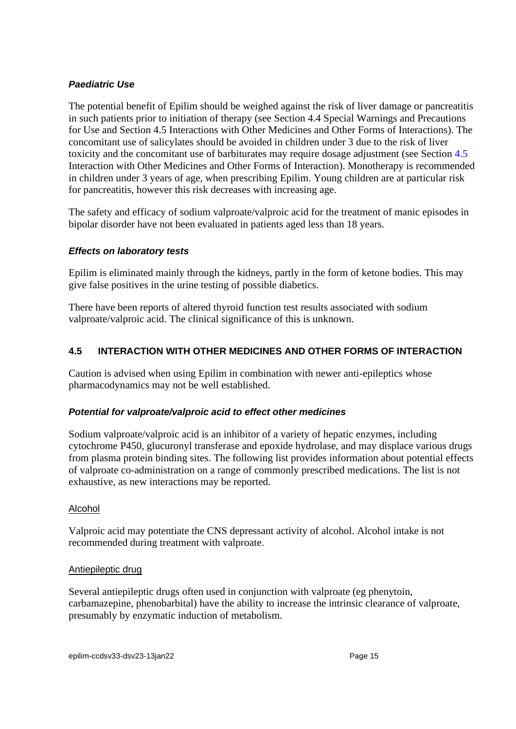### *Paediatric Use*

The potential benefit of Epilim should be weighed against the risk of liver damage or pancreatitis in such patients prior to initiation of therapy (see Section 4.4 Special Warnings and Precautions for Use and Section 4.5 Interactions with Other Medicines and Other Forms of Interactions). The concomitant use of salicylates should be avoided in children under 3 due to the risk of liver toxicity and the concomitant use of barbiturates may require dosage adjustment (see Section 4.5 Interaction with Other Medicines and Other Forms of Interaction). Monotherapy is recommended in children under 3 years of age, when prescribing Epilim. Young children are at particular risk for pancreatitis, however this risk decreases with increasing age.

The safety and efficacy of sodium valproate/valproic acid for the treatment of manic episodes in bipolar disorder have not been evaluated in patients aged less than 18 years.

### *Effects on laboratory tests*

Epilim is eliminated mainly through the kidneys, partly in the form of ketone bodies. This may give false positives in the urine testing of possible diabetics.

There have been reports of altered thyroid function test results associated with sodium valproate/valproic acid. The clinical significance of this is unknown.

## 4.5 INTERACTION WITH OTHER MEDICINES AND OTHER FORMS OF INTERACTION

Caution is advised when using Epilim in combination with newer anti-epileptics whose pharmacodynamics may not be well established.

### *Potential for valproate/valproic acid to effect other medicines*

Sodium valproate/valproic acid is an inhibitor of a variety of hepatic enzymes, including cytochrome P450, glucuronyl transferase and epoxide hydrolase, and may displace various drugs from plasma protein binding sites. The following list provides information about potential effects of valproate co-administration on a range of commonly prescribed medications. The list is not exhaustive, as new interactions may be reported.

#### Alcohol

Valproic acid may potentiate the CNS depressant activity of alcohol. Alcohol intake is not recommended during treatment with valproate.

#### Antiepileptic drug

Several antiepileptic drugs often used in conjunction with valproate (eg phenytoin, carbamazepine, phenobarbital) have the ability to increase the intrinsic clearance of valproate, presumably by enzymatic induction of metabolism.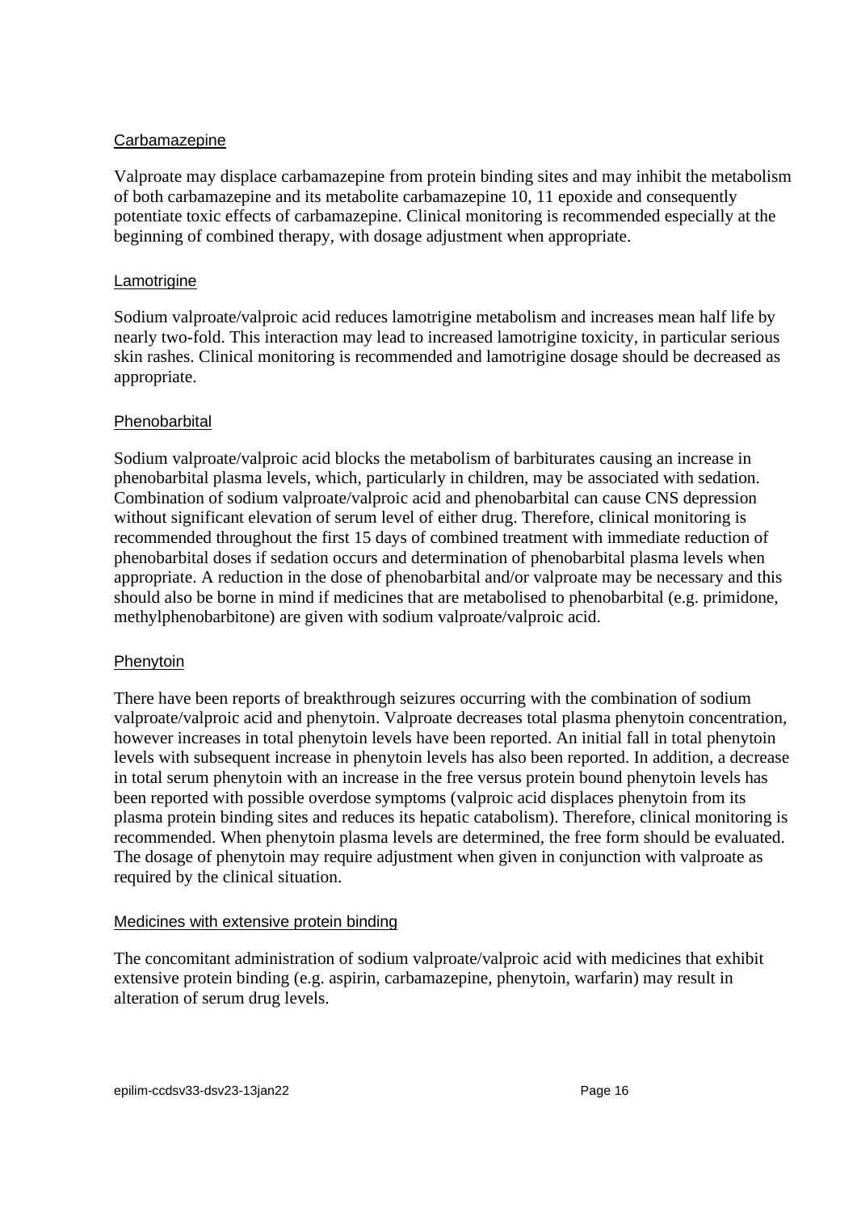Carbamazepine

Valproate may displace carbamazepine from protein binding sites and may inhibit the metabolism of both carbamazepine and its metabolite carbamazepine 10, 11 epoxide and consequently potentiate toxic effects of carbamazepine. Clinical monitoring is recommended especially at the beginning of combined therapy, with dosage adjustment when appropriate.

Lamotrigine

Sodium valproate/valproic acid reduces lamotrigine metabolism and increases mean half life by nearly two-fold. This interaction may lead to increased lamotrigine toxicity, in particular serious skin rashes. Clinical monitoring is recommended and lamotrigine dosage should be decreased as appropriate.

Phenobarbital

Sodium valproate/valproic acid blocks the metabolism of barbiturates causing an increase in phenobarbital plasma levels, which, particularly in children, may be associated with sedation. Combination of sodium valproate/valproic acid and phenobarbital can cause CNS depression without significant elevation of serum level of either drug. Therefore, clinical monitoring is recommended throughout the first 15 days of combined treatment with immediate reduction of phenobarbital doses if sedation occurs and determination of phenobarbital plasma levels when appropriate. A reduction in the dose of phenobarbital and/or valproate may be necessary and this should also be borne in mind if medicines that are metabolised to phenobarbital (e.g. primidone, methylphenobarbitone) are given with sodium valproate/valproic acid.

Phenytoin

There have been reports of breakthrough seizures occurring with the combination of sodium valproate/valproic acid and phenytoin. Valproate decreases total plasma phenytoin concentration, however increases in total phenytoin levels have been reported. An initial fall in total phenytoin levels with subsequent increase in phenytoin levels has also been reported. In addition, a decrease in total serum phenytoin with an increase in the free versus protein bound phenytoin levels has been reported with possible overdose symptoms (valproic acid displaces phenytoin from its plasma protein binding sites and reduces its hepatic catabolism). Therefore, clinical monitoring is recommended. When phenytoin plasma levels are determined, the free form should be evaluated. The dosage of phenytoin may require adjustment when given in conjunction with valproate as required by the clinical situation.

Medicines with extensive protein binding

The concomitant administration of sodium valproate/valproic acid with medicines that exhibit extensive protein binding (e.g. aspirin, carbamazepine, phenytoin, warfarin) may result in alteration of serum drug levels.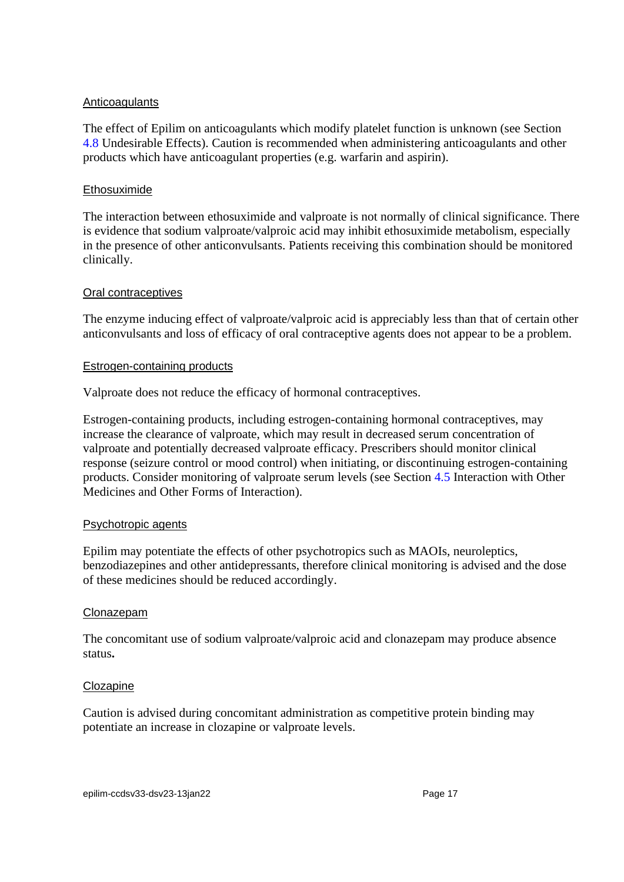Anticoagulants

The effect of Epilim on anticoagulants which modify platelet function is unknown (see Section 4.8 Undesirable Effects). Caution is recommended when administering anticoagulants and other products which have anticoagulant properties (e.g. warfarin and aspirin).

Ethosuximide

The interaction between ethosuximide and valproate is not normally of clinical significance. There is evidence that sodium valproate/valproic acid may inhibit ethosuximide metabolism, especially in the presence of other anticonvulsants. Patients receiving this combination should be monitored clinically.

Oral contraceptives

The enzyme inducing effect of valproate/valproic acid is appreciably less than that of certain other anticonvulsants and loss of efficacy of oral contraceptive agents does not appear to be a problem.

Estrogen-containing products

Valproate does not reduce the efficacy of hormonal contraceptives.

Estrogen-containing products, including estrogen-containing hormonal contraceptives, may increase the clearance of valproate, which may result in decreased serum concentration of valproate and potentially decreased valproate efficacy. Prescribers should monitor clinical response (seizure control or mood control) when initiating, or discontinuing estrogen-containing products. Consider monitoring of valproate serum levels (see Section 4.5 Interaction with Other Medicines and Other Forms of Interaction).

Psychotropic agents

Epilim may potentiate the effects of other psychotropics such as MAOIs, neuroleptics, benzodiazepines and other antidepressants, therefore clinical monitoring is advised and the dose of these medicines should be reduced accordingly.

Clonazepam

The concomitant use of sodium valproate/valproic acid and clonazepam may produce absence status**.**

Clozapine

Caution is advised during concomitant administration as competitive protein binding may potentiate an increase in clozapine or valproate levels.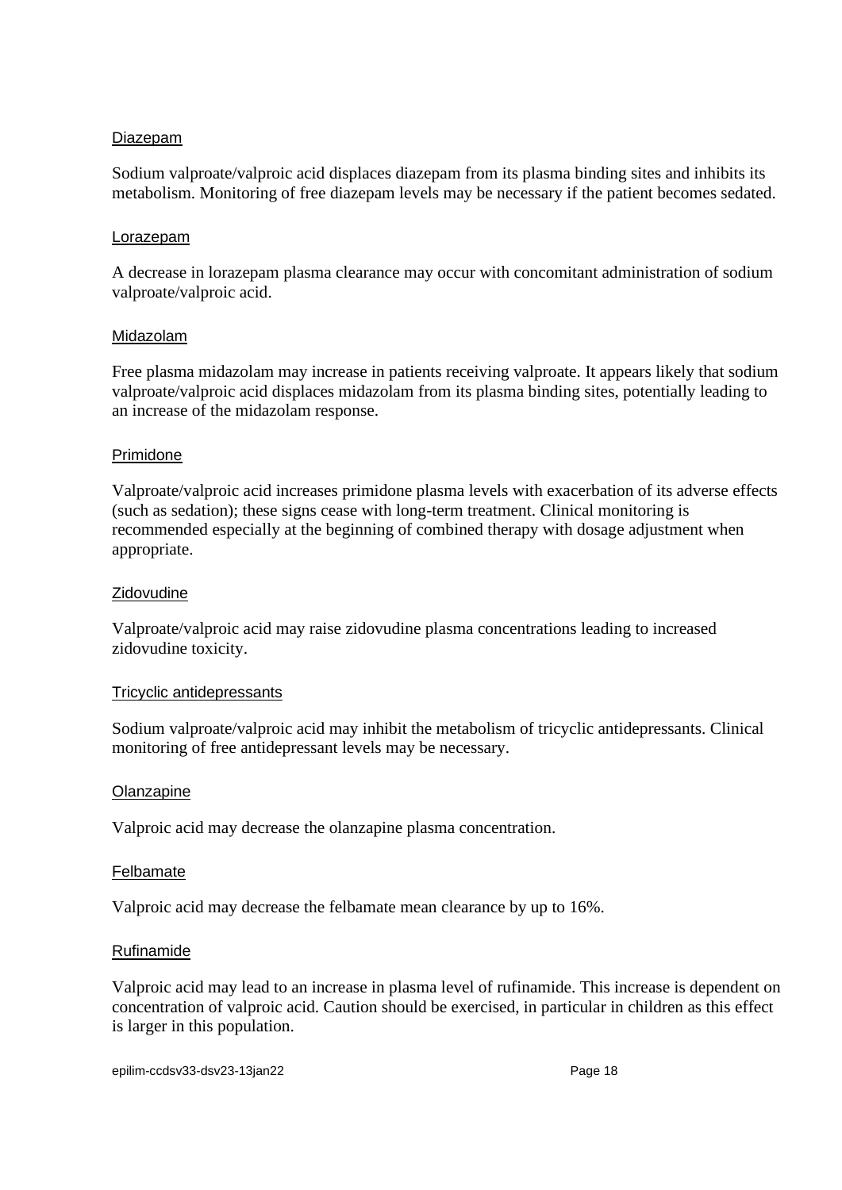Diazepam

Sodium valproate/valproic acid displaces diazepam from its plasma binding sites and inhibits its metabolism. Monitoring of free diazepam levels may be necessary if the patient becomes sedated.

Lorazepam

A decrease in lorazepam plasma clearance may occur with concomitant administration of sodium valproate/valproic acid.

Midazolam

Free plasma midazolam may increase in patients receiving valproate. It appears likely that sodium valproate/valproic acid displaces midazolam from its plasma binding sites, potentially leading to an increase of the midazolam response.

Primidone

Valproate/valproic acid increases primidone plasma levels with exacerbation of its adverse effects (such as sedation); these signs cease with long-term treatment. Clinical monitoring is recommended especially at the beginning of combined therapy with dosage adjustment when appropriate.

Zidovudine

Valproate/valproic acid may raise zidovudine plasma concentrations leading to increased zidovudine toxicity.

Tricyclic antidepressants

Sodium valproate/valproic acid may inhibit the metabolism of tricyclic antidepressants. Clinical monitoring of free antidepressant levels may be necessary.

Olanzapine

Valproic acid may decrease the olanzapine plasma concentration.

Felbamate

Valproic acid may decrease the felbamate mean clearance by up to 16%.

Rufinamide

Valproic acid may lead to an increase in plasma level of rufinamide. This increase is dependent on concentration of valproic acid. Caution should be exercised, in particular in children as this effect is larger in this population.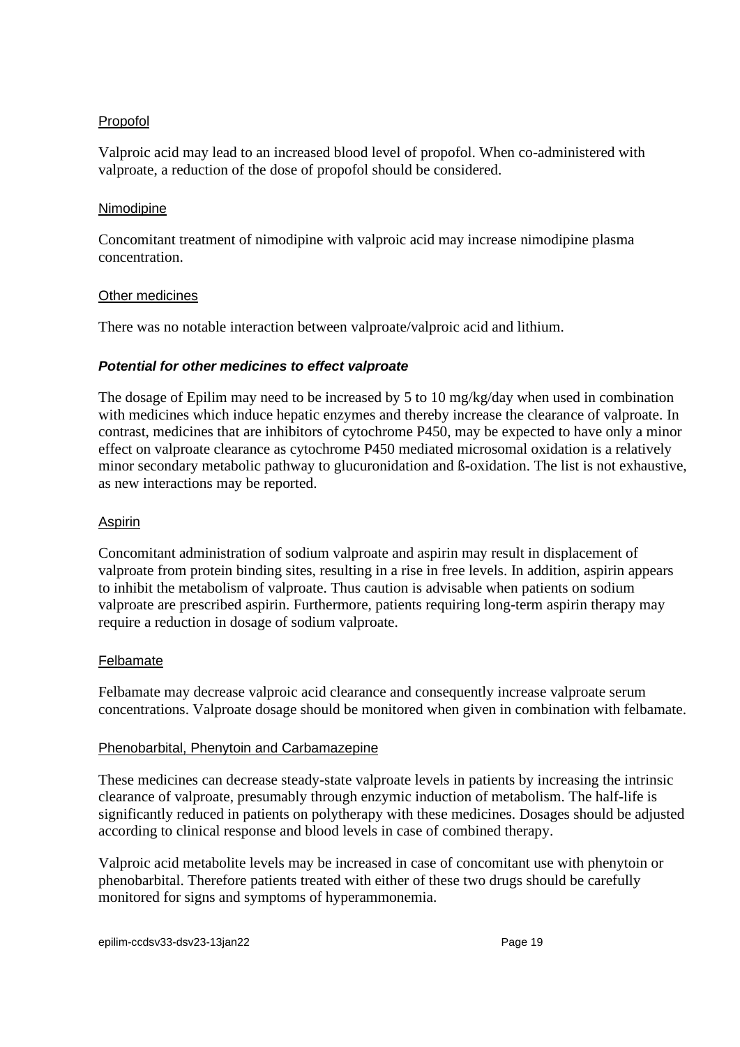Propofol

Valproic acid may lead to an increased blood level of propofol. When co-administered with valproate, a reduction of the dose of propofol should be considered.

Nimodipine

Concomitant treatment of nimodipine with valproic acid may increase nimodipine plasma concentration.

Other medicines

There was no notable interaction between valproate/valproic acid and lithium.

***Potential for other medicines to effect valproate***

The dosage of Epilim may need to be increased by 5 to 10 mg/kg/day when used in combination with medicines which induce hepatic enzymes and thereby increase the clearance of valproate. In contrast, medicines that are inhibitors of cytochrome P450, may be expected to have only a minor effect on valproate clearance as cytochrome P450 mediated microsomal oxidation is a relatively minor secondary metabolic pathway to glucuronidation and ß-oxidation. The list is not exhaustive, as new interactions may be reported.

Aspirin

Concomitant administration of sodium valproate and aspirin may result in displacement of valproate from protein binding sites, resulting in a rise in free levels. In addition, aspirin appears to inhibit the metabolism of valproate. Thus caution is advisable when patients on sodium valproate are prescribed aspirin. Furthermore, patients requiring long-term aspirin therapy may require a reduction in dosage of sodium valproate.

Felbamate

Felbamate may decrease valproic acid clearance and consequently increase valproate serum concentrations. Valproate dosage should be monitored when given in combination with felbamate.

Phenobarbital, Phenytoin and Carbamazepine

These medicines can decrease steady-state valproate levels in patients by increasing the intrinsic clearance of valproate, presumably through enzymic induction of metabolism. The half-life is significantly reduced in patients on polytherapy with these medicines. Dosages should be adjusted according to clinical response and blood levels in case of combined therapy.

Valproic acid metabolite levels may be increased in case of concomitant use with phenytoin or phenobarbital. Therefore patients treated with either of these two drugs should be carefully monitored for signs and symptoms of hyperammonemia.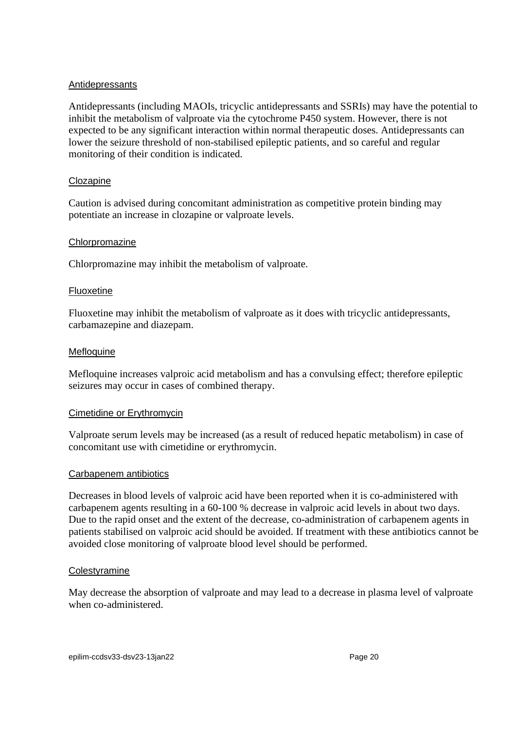### Antidepressants

Antidepressants (including MAOIs, tricyclic antidepressants and SSRIs) may have the potential to inhibit the metabolism of valproate via the cytochrome P450 system. However, there is not expected to be any significant interaction within normal therapeutic doses. Antidepressants can lower the seizure threshold of non-stabilised epileptic patients, and so careful and regular monitoring of their condition is indicated.

### Clozapine

Caution is advised during concomitant administration as competitive protein binding may potentiate an increase in clozapine or valproate levels.

### Chlorpromazine

Chlorpromazine may inhibit the metabolism of valproate.

### Fluoxetine

Fluoxetine may inhibit the metabolism of valproate as it does with tricyclic antidepressants, carbamazepine and diazepam.

### Mefloquine

Mefloquine increases valproic acid metabolism and has a convulsing effect; therefore epileptic seizures may occur in cases of combined therapy.

### Cimetidine or Erythromycin

Valproate serum levels may be increased (as a result of reduced hepatic metabolism) in case of concomitant use with cimetidine or erythromycin.

### Carbapenem antibiotics

Decreases in blood levels of valproic acid have been reported when it is co-administered with carbapenem agents resulting in a 60-100 % decrease in valproic acid levels in about two days. Due to the rapid onset and the extent of the decrease, co-administration of carbapenem agents in patients stabilised on valproic acid should be avoided. If treatment with these antibiotics cannot be avoided close monitoring of valproate blood level should be performed.

### Colestyramine

May decrease the absorption of valproate and may lead to a decrease in plasma level of valproate when co-administered.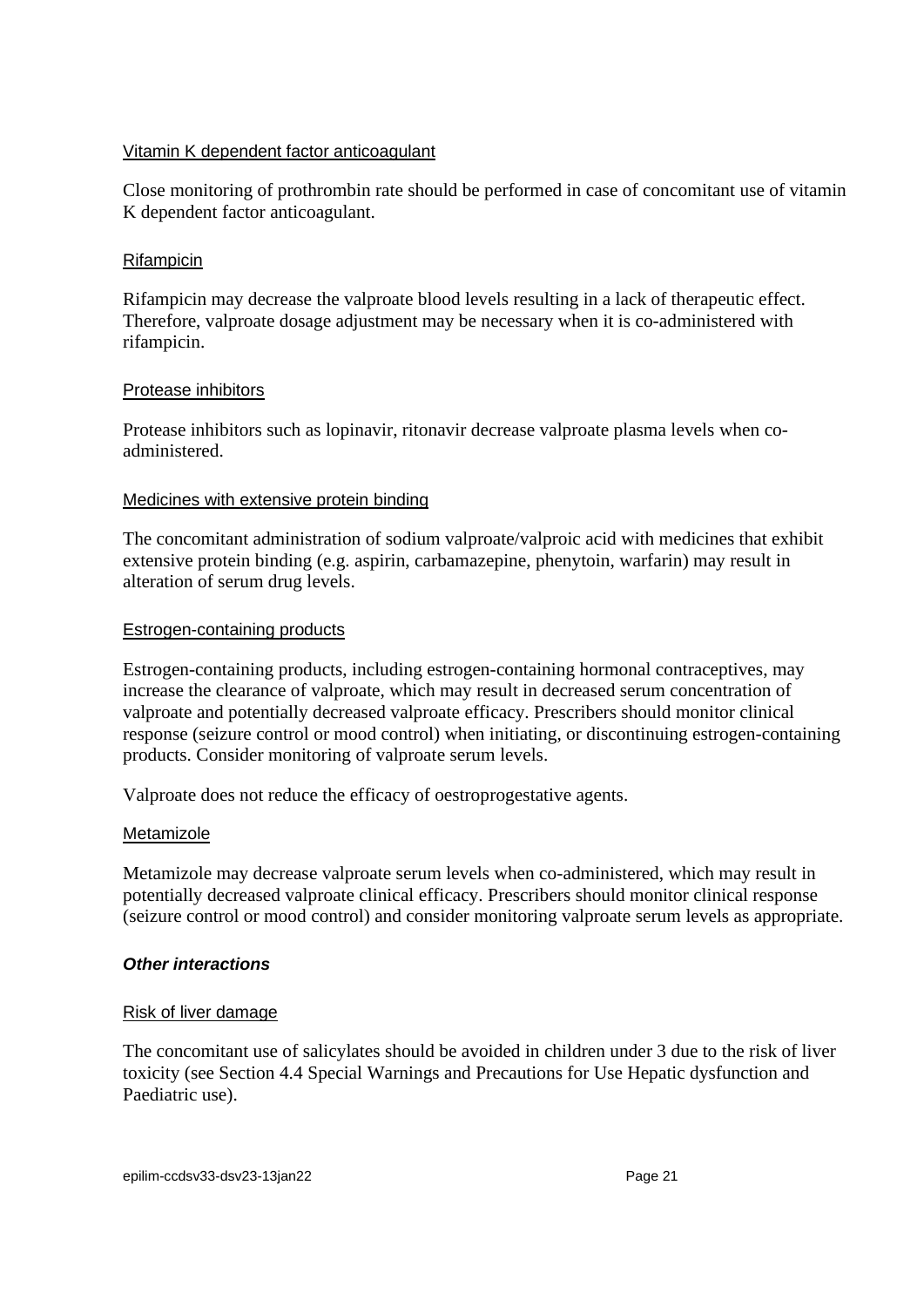Vitamin K dependent factor anticoagulant

Close monitoring of prothrombin rate should be performed in case of concomitant use of vitamin K dependent factor anticoagulant.

Rifampicin

Rifampicin may decrease the valproate blood levels resulting in a lack of therapeutic effect. Therefore, valproate dosage adjustment may be necessary when it is co-administered with rifampicin.

Protease inhibitors

Protease inhibitors such as lopinavir, ritonavir decrease valproate plasma levels when co-administered.

Medicines with extensive protein binding

The concomitant administration of sodium valproate/valproic acid with medicines that exhibit extensive protein binding (e.g. aspirin, carbamazepine, phenytoin, warfarin) may result in alteration of serum drug levels.

Estrogen-containing products

Estrogen-containing products, including estrogen-containing hormonal contraceptives, may increase the clearance of valproate, which may result in decreased serum concentration of valproate and potentially decreased valproate efficacy. Prescribers should monitor clinical response (seizure control or mood control) when initiating, or discontinuing estrogen-containing products. Consider monitoring of valproate serum levels.

Valproate does not reduce the efficacy of oestroprogestative agents.

Metamizole

Metamizole may decrease valproate serum levels when co-administered, which may result in potentially decreased valproate clinical efficacy. Prescribers should monitor clinical response (seizure control or mood control) and consider monitoring valproate serum levels as appropriate.

***Other interactions***

Risk of liver damage

The concomitant use of salicylates should be avoided in children under 3 due to the risk of liver toxicity (see Section 4.4 Special Warnings and Precautions for Use Hepatic dysfunction and Paediatric use).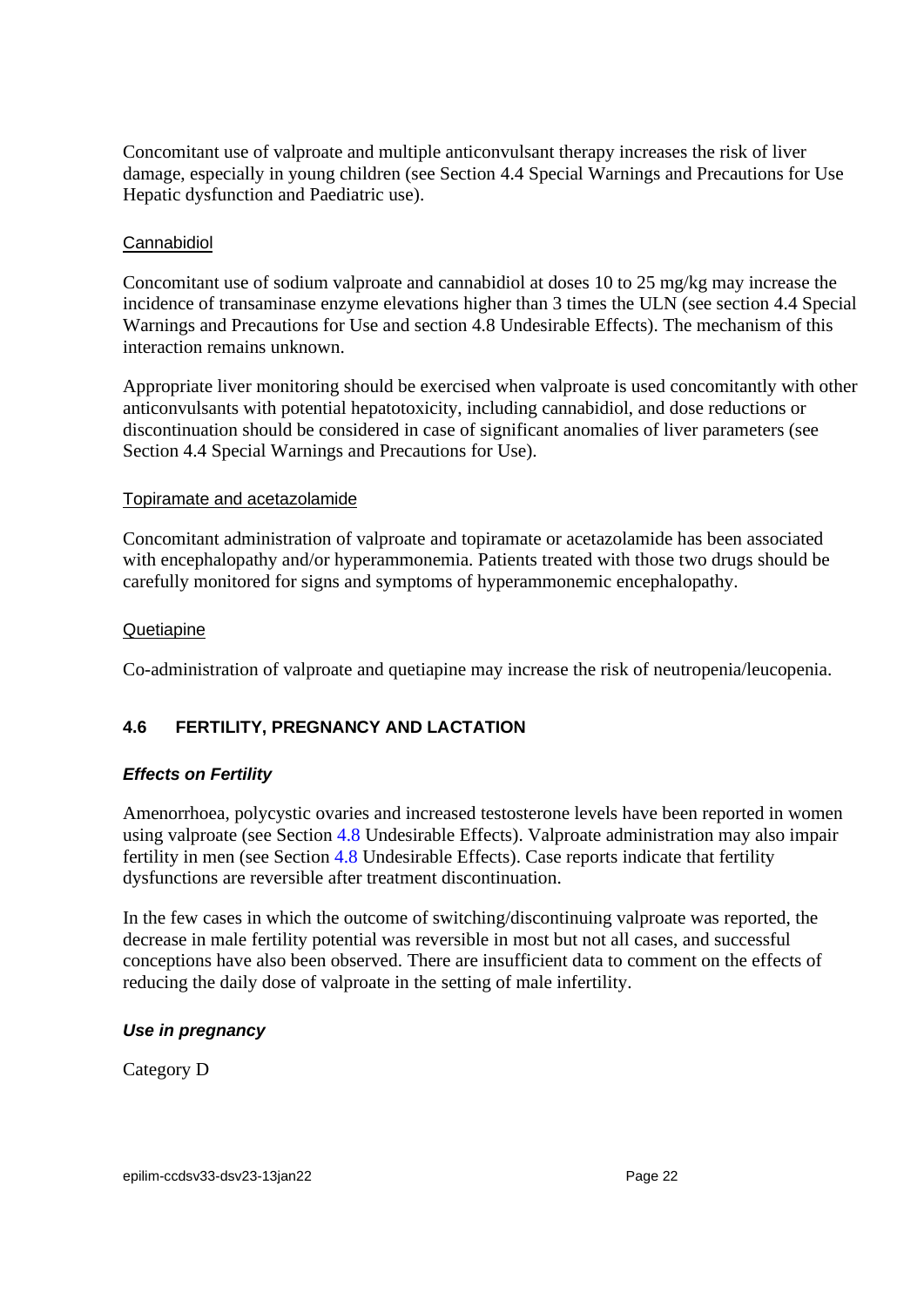Concomitant use of valproate and multiple anticonvulsant therapy increases the risk of liver damage, especially in young children (see Section 4.4 Special Warnings and Precautions for Use Hepatic dysfunction and Paediatric use).

Cannabidiol

Concomitant use of sodium valproate and cannabidiol at doses 10 to 25 mg/kg may increase the incidence of transaminase enzyme elevations higher than 3 times the ULN (see section 4.4 Special Warnings and Precautions for Use and section 4.8 Undesirable Effects). The mechanism of this interaction remains unknown.

Appropriate liver monitoring should be exercised when valproate is used concomitantly with other anticonvulsants with potential hepatotoxicity, including cannabidiol, and dose reductions or discontinuation should be considered in case of significant anomalies of liver parameters (see Section 4.4 Special Warnings and Precautions for Use).

Topiramate and acetazolamide

Concomitant administration of valproate and topiramate or acetazolamide has been associated with encephalopathy and/or hyperammonemia. Patients treated with those two drugs should be carefully monitored for signs and symptoms of hyperammonemic encephalopathy.

Quetiapine

Co-administration of valproate and quetiapine may increase the risk of neutropenia/leucopenia.

## 4.6 FERTILITY, PREGNANCY AND LACTATION

***Effects on Fertility***

Amenorrhoea, polycystic ovaries and increased testosterone levels have been reported in women using valproate (see Section 4.8 Undesirable Effects). Valproate administration may also impair fertility in men (see Section 4.8 Undesirable Effects). Case reports indicate that fertility dysfunctions are reversible after treatment discontinuation.

In the few cases in which the outcome of switching/discontinuing valproate was reported, the decrease in male fertility potential was reversible in most but not all cases, and successful conceptions have also been observed. There are insufficient data to comment on the effects of reducing the daily dose of valproate in the setting of male infertility.

***Use in pregnancy***

Category D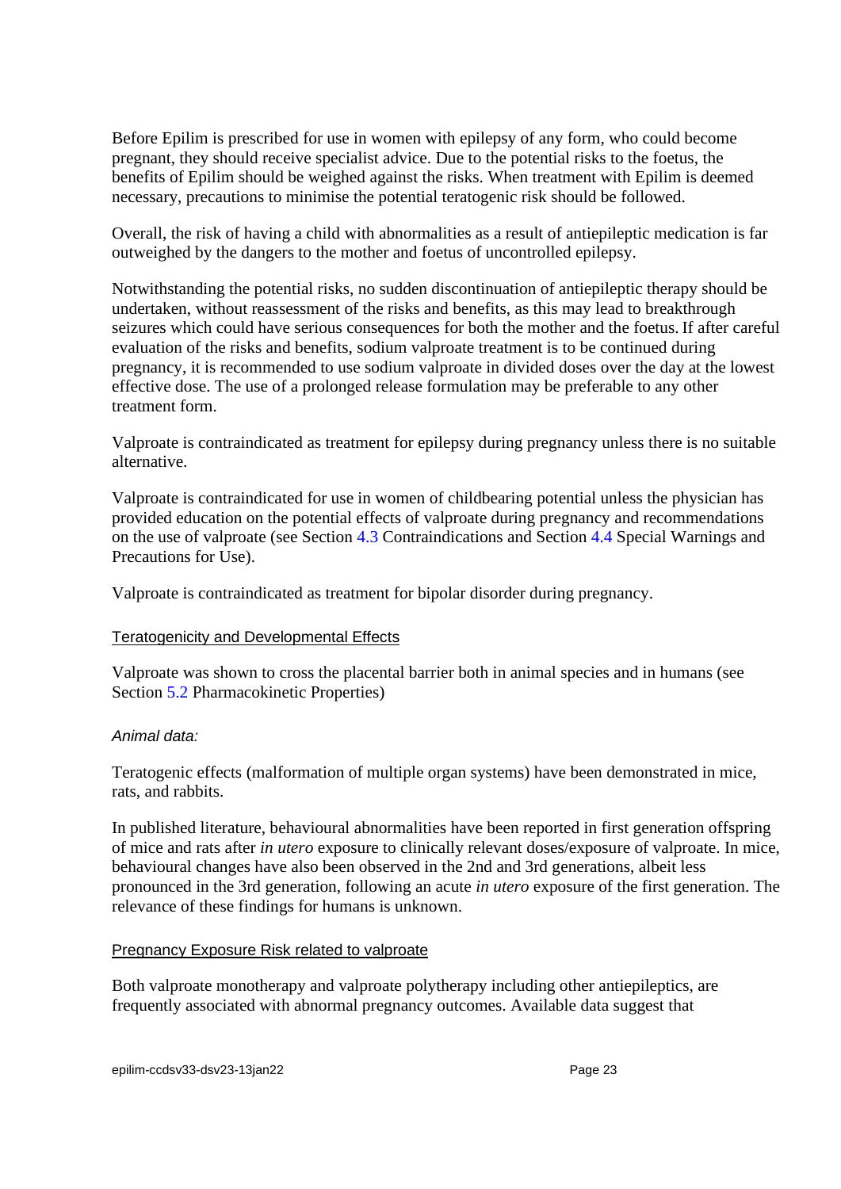Before Epilim is prescribed for use in women with epilepsy of any form, who could become pregnant, they should receive specialist advice. Due to the potential risks to the foetus, the benefits of Epilim should be weighed against the risks. When treatment with Epilim is deemed necessary, precautions to minimise the potential teratogenic risk should be followed.

Overall, the risk of having a child with abnormalities as a result of antiepileptic medication is far outweighed by the dangers to the mother and foetus of uncontrolled epilepsy.

Notwithstanding the potential risks, no sudden discontinuation of antiepileptic therapy should be undertaken, without reassessment of the risks and benefits, as this may lead to breakthrough seizures which could have serious consequences for both the mother and the foetus. If after careful evaluation of the risks and benefits, sodium valproate treatment is to be continued during pregnancy, it is recommended to use sodium valproate in divided doses over the day at the lowest effective dose. The use of a prolonged release formulation may be preferable to any other treatment form.

Valproate is contraindicated as treatment for epilepsy during pregnancy unless there is no suitable alternative.

Valproate is contraindicated for use in women of childbearing potential unless the physician has provided education on the potential effects of valproate during pregnancy and recommendations on the use of valproate (see Section 4.3 Contraindications and Section 4.4 Special Warnings and Precautions for Use).

Valproate is contraindicated as treatment for bipolar disorder during pregnancy.

### Teratogenicity and Developmental Effects

Valproate was shown to cross the placental barrier both in animal species and in humans (see Section 5.2 Pharmacokinetic Properties)

*Animal data:*

Teratogenic effects (malformation of multiple organ systems) have been demonstrated in mice, rats, and rabbits.

In published literature, behavioural abnormalities have been reported in first generation offspring of mice and rats after *in utero* exposure to clinically relevant doses/exposure of valproate. In mice, behavioural changes have also been observed in the 2nd and 3rd generations, albeit less pronounced in the 3rd generation, following an acute *in utero* exposure of the first generation. The relevance of these findings for humans is unknown.

### Pregnancy Exposure Risk related to valproate

Both valproate monotherapy and valproate polytherapy including other antiepileptics, are frequently associated with abnormal pregnancy outcomes. Available data suggest that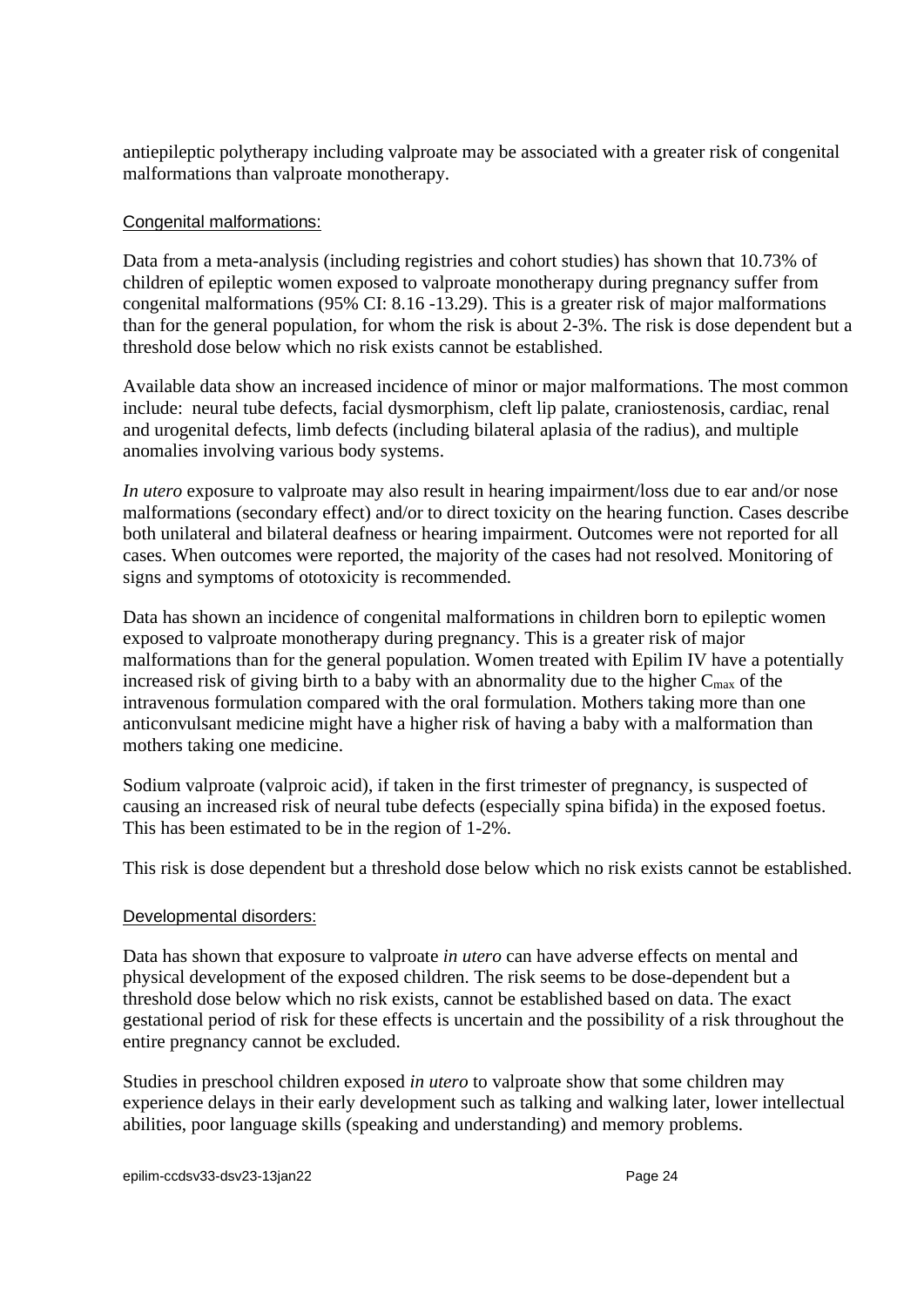antiepileptic polytherapy including valproate may be associated with a greater risk of congenital malformations than valproate monotherapy.

Congenital malformations:

Data from a meta-analysis (including registries and cohort studies) has shown that 10.73% of children of epileptic women exposed to valproate monotherapy during pregnancy suffer from congenital malformations (95% CI: 8.16 -13.29). This is a greater risk of major malformations than for the general population, for whom the risk is about 2-3%. The risk is dose dependent but a threshold dose below which no risk exists cannot be established.

Available data show an increased incidence of minor or major malformations. The most common include: neural tube defects, facial dysmorphism, cleft lip palate, craniostenosis, cardiac, renal and urogenital defects, limb defects (including bilateral aplasia of the radius), and multiple anomalies involving various body systems.

*In utero* exposure to valproate may also result in hearing impairment/loss due to ear and/or nose malformations (secondary effect) and/or to direct toxicity on the hearing function. Cases describe both unilateral and bilateral deafness or hearing impairment. Outcomes were not reported for all cases. When outcomes were reported, the majority of the cases had not resolved. Monitoring of signs and symptoms of ototoxicity is recommended.

Data has shown an incidence of congenital malformations in children born to epileptic women exposed to valproate monotherapy during pregnancy. This is a greater risk of major malformations than for the general population. Women treated with Epilim IV have a potentially increased risk of giving birth to a baby with an abnormality due to the higher $C_{max}$ of the intravenous formulation compared with the oral formulation. Mothers taking more than one anticonvulsant medicine might have a higher risk of having a baby with a malformation than mothers taking one medicine.

Sodium valproate (valproic acid), if taken in the first trimester of pregnancy, is suspected of causing an increased risk of neural tube defects (especially spina bifida) in the exposed foetus. This has been estimated to be in the region of 1-2%.

This risk is dose dependent but a threshold dose below which no risk exists cannot be established.

Developmental disorders:

Data has shown that exposure to valproate *in utero* can have adverse effects on mental and physical development of the exposed children. The risk seems to be dose-dependent but a threshold dose below which no risk exists, cannot be established based on data. The exact gestational period of risk for these effects is uncertain and the possibility of a risk throughout the entire pregnancy cannot be excluded.

Studies in preschool children exposed *in utero* to valproate show that some children may experience delays in their early development such as talking and walking later, lower intellectual abilities, poor language skills (speaking and understanding) and memory problems.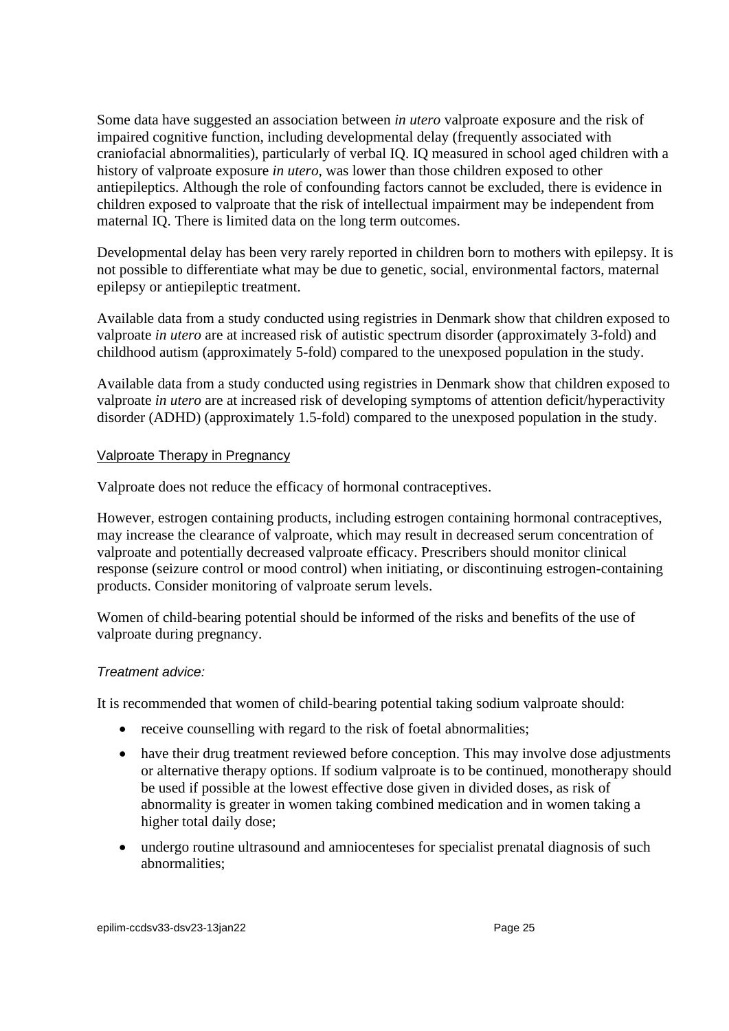Some data have suggested an association between *in utero* valproate exposure and the risk of impaired cognitive function, including developmental delay (frequently associated with craniofacial abnormalities), particularly of verbal IQ. IQ measured in school aged children with a history of valproate exposure *in utero*, was lower than those children exposed to other antiepileptics. Although the role of confounding factors cannot be excluded, there is evidence in children exposed to valproate that the risk of intellectual impairment may be independent from maternal IQ. There is limited data on the long term outcomes.

Developmental delay has been very rarely reported in children born to mothers with epilepsy. It is not possible to differentiate what may be due to genetic, social, environmental factors, maternal epilepsy or antiepileptic treatment.

Available data from a study conducted using registries in Denmark show that children exposed to valproate *in utero* are at increased risk of autistic spectrum disorder (approximately 3-fold) and childhood autism (approximately 5-fold) compared to the unexposed population in the study.

Available data from a study conducted using registries in Denmark show that children exposed to valproate *in utero* are at increased risk of developing symptoms of attention deficit/hyperactivity disorder (ADHD) (approximately 1.5-fold) compared to the unexposed population in the study.

<u>Valproate Therapy in Pregnancy</u>

Valproate does not reduce the efficacy of hormonal contraceptives.

However, estrogen containing products, including estrogen containing hormonal contraceptives, may increase the clearance of valproate, which may result in decreased serum concentration of valproate and potentially decreased valproate efficacy. Prescribers should monitor clinical response (seizure control or mood control) when initiating, or discontinuing estrogen-containing products. Consider monitoring of valproate serum levels.

Women of child-bearing potential should be informed of the risks and benefits of the use of valproate during pregnancy.

*Treatment advice:*

It is recommended that women of child-bearing potential taking sodium valproate should:

- receive counselling with regard to the risk of foetal abnormalities;
- have their drug treatment reviewed before conception. This may involve dose adjustments or alternative therapy options. If sodium valproate is to be continued, monotherapy should be used if possible at the lowest effective dose given in divided doses, as risk of abnormality is greater in women taking combined medication and in women taking a higher total daily dose;
- undergo routine ultrasound and amniocenteses for specialist prenatal diagnosis of such abnormalities;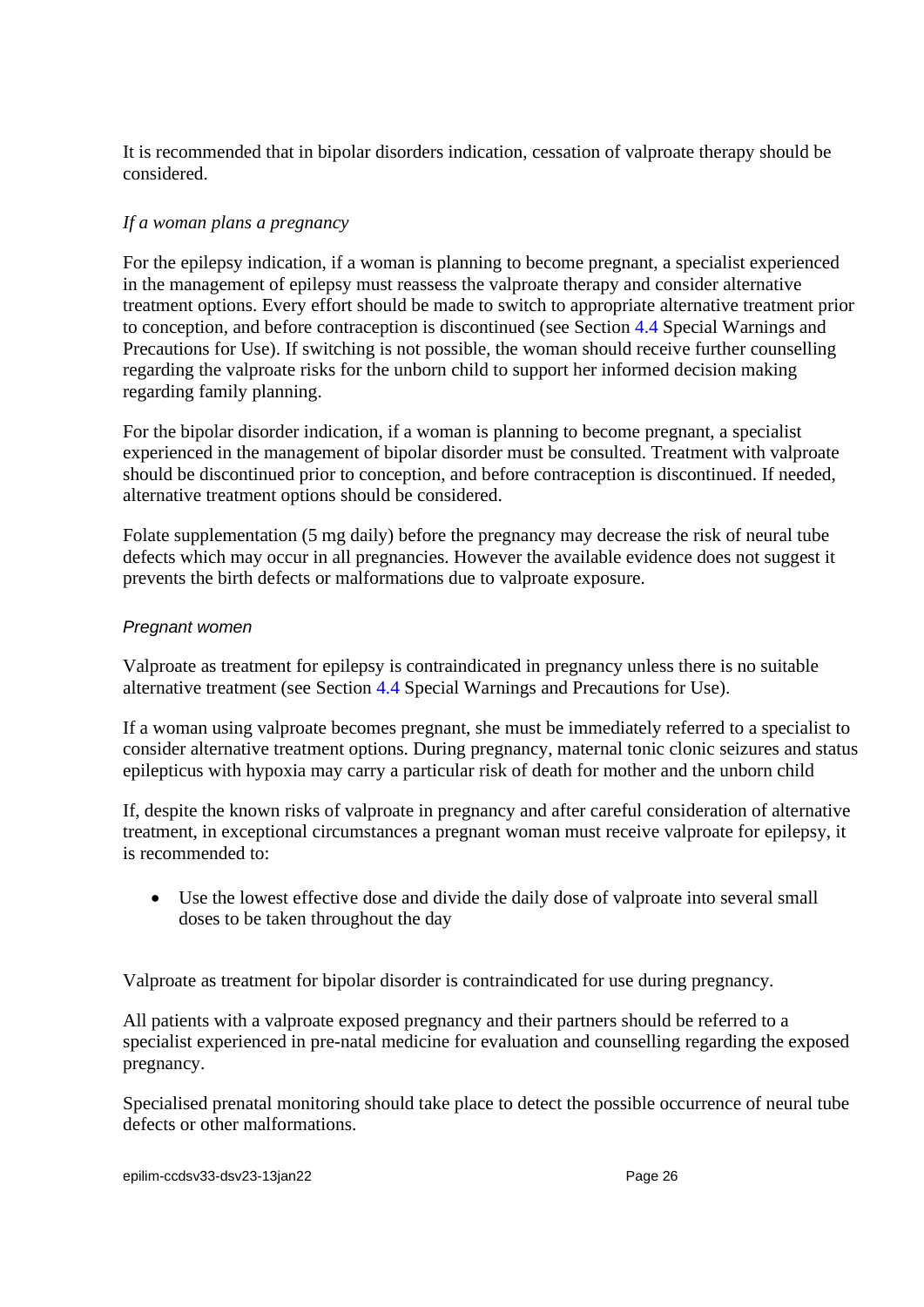It is recommended that in bipolar disorders indication, cessation of valproate therapy should be considered.

*If a woman plans a pregnancy*

For the epilepsy indication, if a woman is planning to become pregnant, a specialist experienced in the management of epilepsy must reassess the valproate therapy and consider alternative treatment options. Every effort should be made to switch to appropriate alternative treatment prior to conception, and before contraception is discontinued (see Section 4.4 Special Warnings and Precautions for Use). If switching is not possible, the woman should receive further counselling regarding the valproate risks for the unborn child to support her informed decision making regarding family planning.

For the bipolar disorder indication, if a woman is planning to become pregnant, a specialist experienced in the management of bipolar disorder must be consulted. Treatment with valproate should be discontinued prior to conception, and before contraception is discontinued. If needed, alternative treatment options should be considered.

Folate supplementation (5 mg daily) before the pregnancy may decrease the risk of neural tube defects which may occur in all pregnancies. However the available evidence does not suggest it prevents the birth defects or malformations due to valproate exposure.

*Pregnant women*

Valproate as treatment for epilepsy is contraindicated in pregnancy unless there is no suitable alternative treatment (see Section 4.4 Special Warnings and Precautions for Use).

If a woman using valproate becomes pregnant, she must be immediately referred to a specialist to consider alternative treatment options. During pregnancy, maternal tonic clonic seizures and status epilepticus with hypoxia may carry a particular risk of death for mother and the unborn child

If, despite the known risks of valproate in pregnancy and after careful consideration of alternative treatment, in exceptional circumstances a pregnant woman must receive valproate for epilepsy, it is recommended to:

- Use the lowest effective dose and divide the daily dose of valproate into several small doses to be taken throughout the day

Valproate as treatment for bipolar disorder is contraindicated for use during pregnancy.

All patients with a valproate exposed pregnancy and their partners should be referred to a specialist experienced in pre-natal medicine for evaluation and counselling regarding the exposed pregnancy.

Specialised prenatal monitoring should take place to detect the possible occurrence of neural tube defects or other malformations.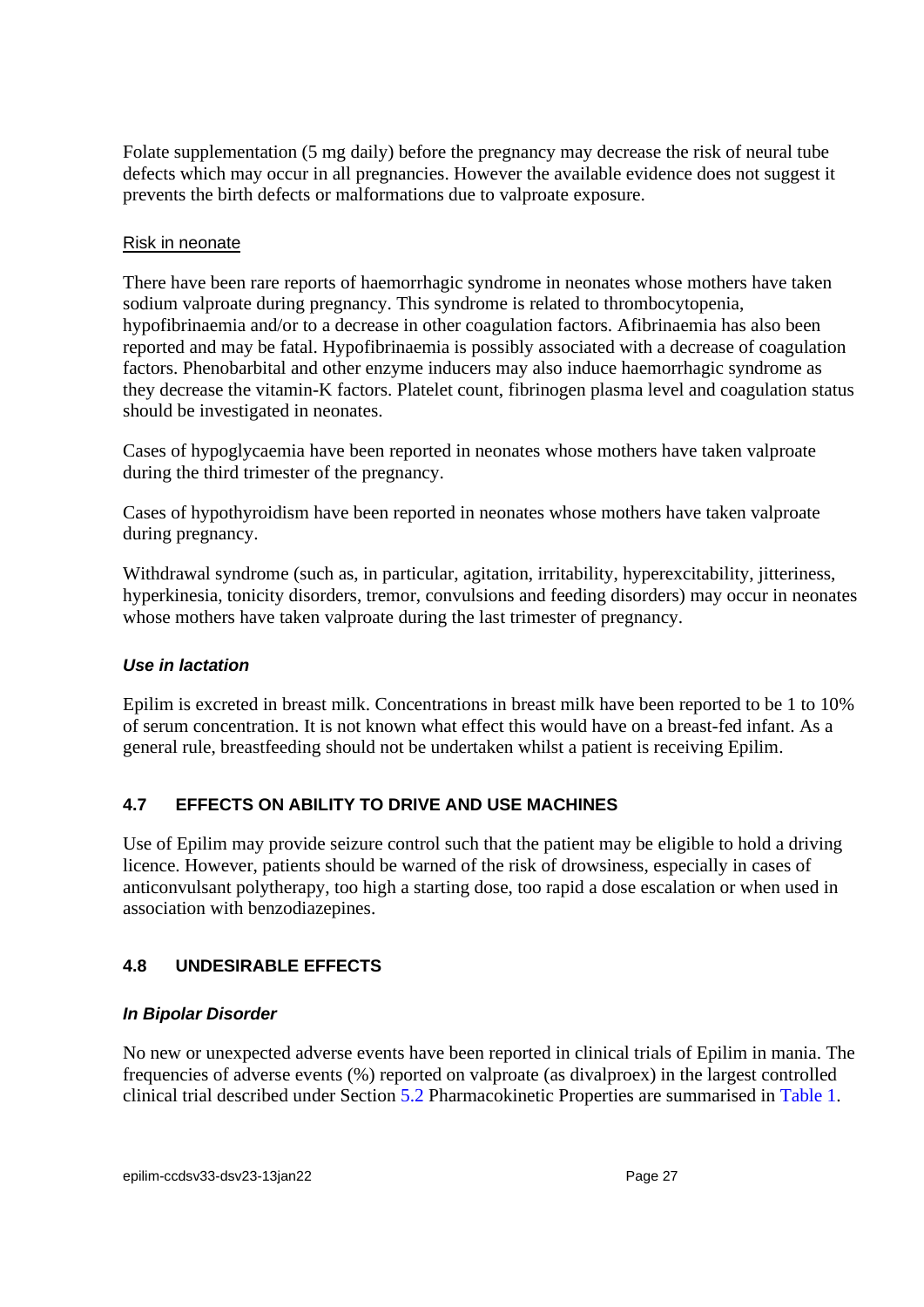Folate supplementation (5 mg daily) before the pregnancy may decrease the risk of neural tube defects which may occur in all pregnancies. However the available evidence does not suggest it prevents the birth defects or malformations due to valproate exposure.

Risk in neonate

There have been rare reports of haemorrhagic syndrome in neonates whose mothers have taken sodium valproate during pregnancy. This syndrome is related to thrombocytopenia, hypofibrinaemia and/or to a decrease in other coagulation factors. Afibrinaemia has also been reported and may be fatal. Hypofibrinaemia is possibly associated with a decrease of coagulation factors. Phenobarbital and other enzyme inducers may also induce haemorrhagic syndrome as they decrease the vitamin-K factors. Platelet count, fibrinogen plasma level and coagulation status should be investigated in neonates.

Cases of hypoglycaemia have been reported in neonates whose mothers have taken valproate during the third trimester of the pregnancy.

Cases of hypothyroidism have been reported in neonates whose mothers have taken valproate during pregnancy.

Withdrawal syndrome (such as, in particular, agitation, irritability, hyperexcitability, jitteriness, hyperkinesia, tonicity disorders, tremor, convulsions and feeding disorders) may occur in neonates whose mothers have taken valproate during the last trimester of pregnancy.

### *Use in lactation*

Epilim is excreted in breast milk. Concentrations in breast milk have been reported to be 1 to 10% of serum concentration. It is not known what effect this would have on a breast-fed infant. As a general rule, breastfeeding should not be undertaken whilst a patient is receiving Epilim.

## 4.7 EFFECTS ON ABILITY TO DRIVE AND USE MACHINES

Use of Epilim may provide seizure control such that the patient may be eligible to hold a driving licence. However, patients should be warned of the risk of drowsiness, especially in cases of anticonvulsant polytherapy, too high a starting dose, too rapid a dose escalation or when used in association with benzodiazepines.

## 4.8 UNDESIRABLE EFFECTS

### *In Bipolar Disorder*

No new or unexpected adverse events have been reported in clinical trials of Epilim in mania. The frequencies of adverse events (%) reported on valproate (as divalproex) in the largest controlled clinical trial described under Section 5.2 Pharmacokinetic Properties are summarised in Table 1.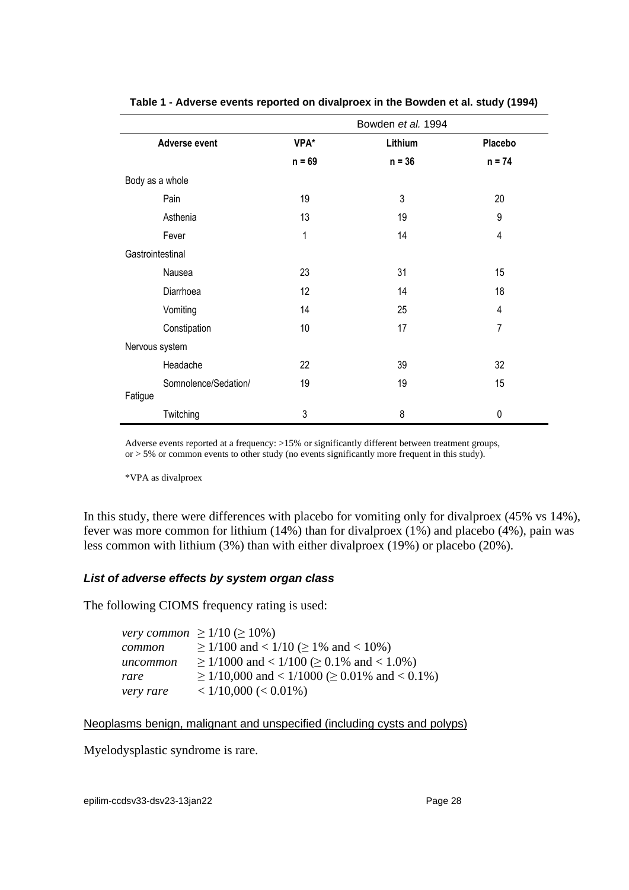**Table 1 - Adverse events reported on divalproex in the Bowden et al. study (1994)**

| | Bowden *et al.* 1994 | | |
|---|---|---|---|
| **Adverse event** | **VPA*** | **Lithium** | **Placebo** |
| | **n = 69** | **n = 36** | **n = 74** |
| Body as a whole | | | |
| Pain | 19 | 3 | 20 |
| Asthenia | 13 | 19 | 9 |
| Fever | 1 | 14 | 4 |
| Gastrointestinal | | | |
| Nausea | 23 | 31 | 15 |
| Diarrhoea | 12 | 14 | 18 |
| Vomiting | 14 | 25 | 4 |
| Constipation | 10 | 17 | 7 |
| Nervous system | | | |
| Headache | 22 | 39 | 32 |
| Somnolence/Sedation/ Fatigue | 19 | 19 | 15 |
| Twitching | 3 | 8 | 0 |

Adverse events reported at a frequency: >15% or significantly different between treatment groups, or > 5% or common events to other study (no events significantly more frequent in this study).

*VPA as divalproex

In this study, there were differences with placebo for vomiting only for divalproex (45% vs 14%), fever was more common for lithium (14%) than for divalproex (1%) and placebo (4%), pain was less common with lithium (3%) than with either divalproex (19%) or placebo (20%).

### *List of adverse effects by system organ class*

The following CIOMS frequency rating is used:

*very common* $\geq 1/10$ ($\geq 10\%$)
*common* $\geq 1/100$ and $< 1/10$ ($\geq 1\%$ and $< 10\%$)
*uncommon* $\geq 1/1000$ and $< 1/100$ ($\geq 0.1\%$ and $< 1.0\%$)
*rare* $\geq 1/10,000$ and $< 1/1000$ ($\geq 0.01\%$ and $< 0.1\%$)
*very rare* $< 1/10,000$ ($< 0.01\%$)

Neoplasms benign, malignant and unspecified (including cysts and polyps)

Myelodysplastic syndrome is rare.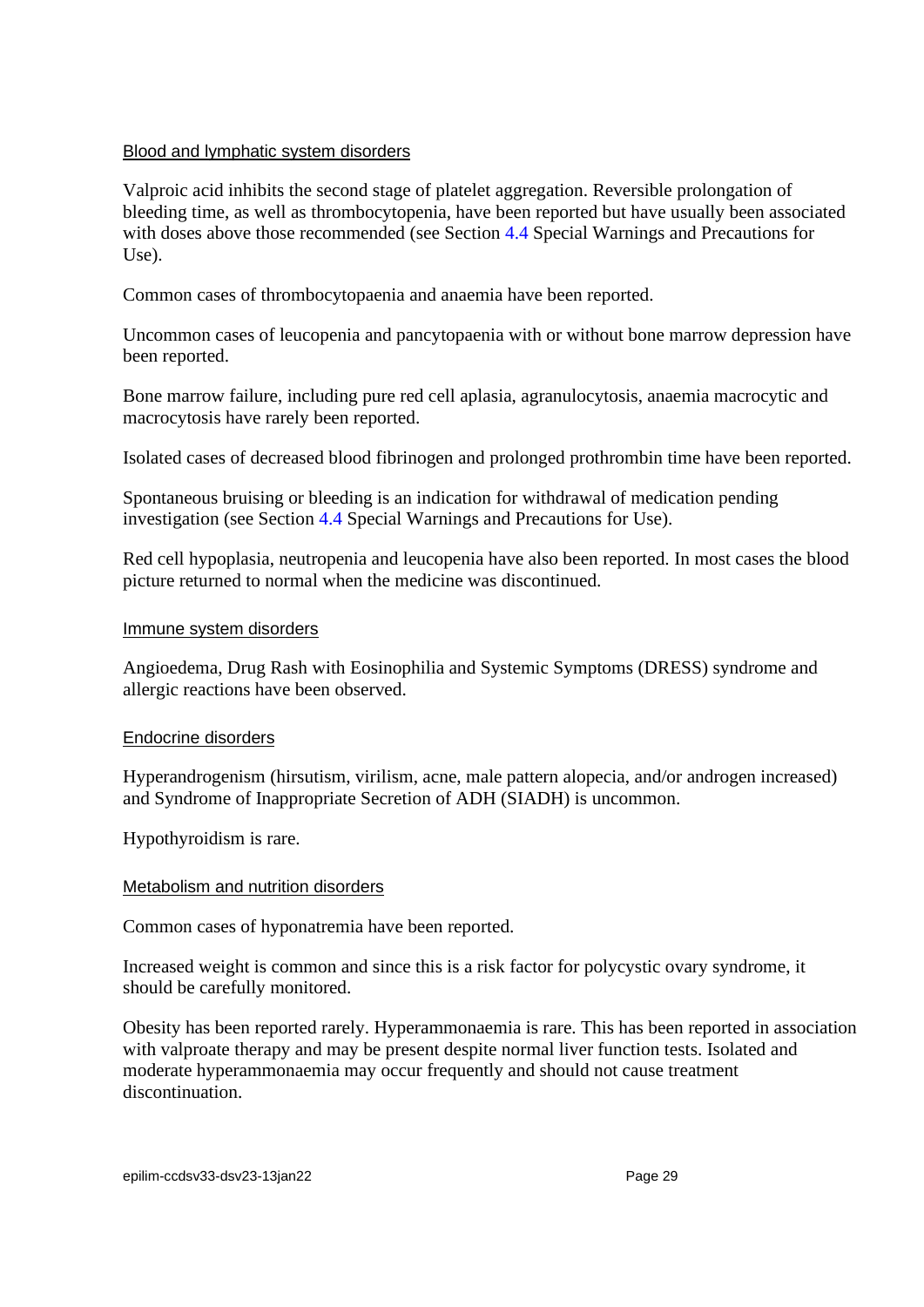Blood and lymphatic system disorders

Valproic acid inhibits the second stage of platelet aggregation. Reversible prolongation of bleeding time, as well as thrombocytopenia, have been reported but have usually been associated with doses above those recommended (see Section 4.4 Special Warnings and Precautions for Use).

Common cases of thrombocytopaenia and anaemia have been reported.

Uncommon cases of leucopenia and pancytopaenia with or without bone marrow depression have been reported.

Bone marrow failure, including pure red cell aplasia, agranulocytosis, anaemia macrocytic and macrocytosis have rarely been reported.

Isolated cases of decreased blood fibrinogen and prolonged prothrombin time have been reported.

Spontaneous bruising or bleeding is an indication for withdrawal of medication pending investigation (see Section 4.4 Special Warnings and Precautions for Use).

Red cell hypoplasia, neutropenia and leucopenia have also been reported. In most cases the blood picture returned to normal when the medicine was discontinued.

Immune system disorders

Angioedema, Drug Rash with Eosinophilia and Systemic Symptoms (DRESS) syndrome and allergic reactions have been observed.

Endocrine disorders

Hyperandrogenism (hirsutism, virilism, acne, male pattern alopecia, and/or androgen increased) and Syndrome of Inappropriate Secretion of ADH (SIADH) is uncommon.

Hypothyroidism is rare.

Metabolism and nutrition disorders

Common cases of hyponatremia have been reported.

Increased weight is common and since this is a risk factor for polycystic ovary syndrome, it should be carefully monitored.

Obesity has been reported rarely. Hyperammonaemia is rare. This has been reported in association with valproate therapy and may be present despite normal liver function tests. Isolated and moderate hyperammonaemia may occur frequently and should not cause treatment discontinuation.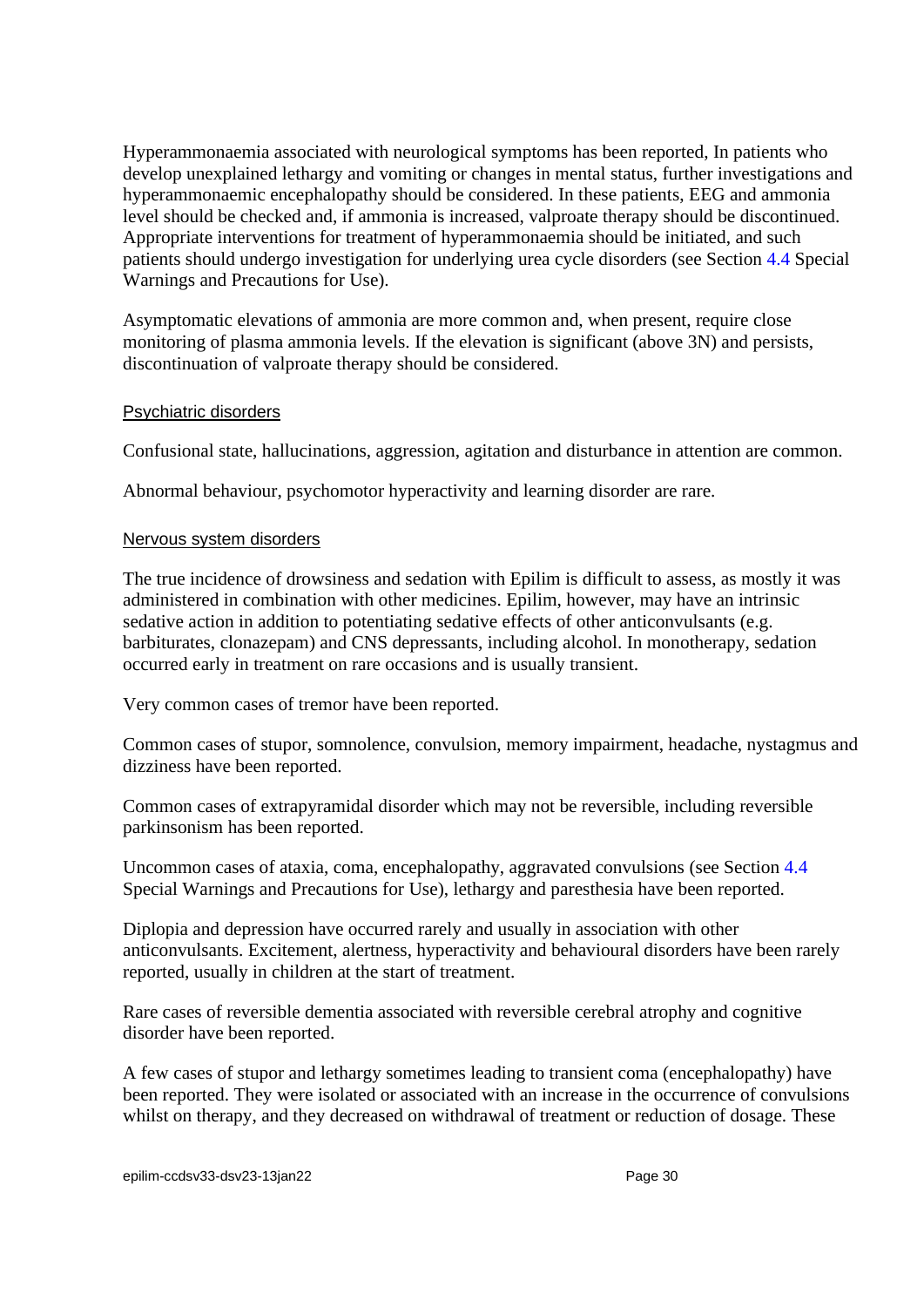Hyperammonaemia associated with neurological symptoms has been reported, In patients who develop unexplained lethargy and vomiting or changes in mental status, further investigations and hyperammonaemic encephalopathy should be considered. In these patients, EEG and ammonia level should be checked and, if ammonia is increased, valproate therapy should be discontinued. Appropriate interventions for treatment of hyperammonaemia should be initiated, and such patients should undergo investigation for underlying urea cycle disorders (see Section 4.4 Special Warnings and Precautions for Use).

Asymptomatic elevations of ammonia are more common and, when present, require close monitoring of plasma ammonia levels. If the elevation is significant (above 3N) and persists, discontinuation of valproate therapy should be considered.

Psychiatric disorders

Confusional state, hallucinations, aggression, agitation and disturbance in attention are common.

Abnormal behaviour, psychomotor hyperactivity and learning disorder are rare.

Nervous system disorders

The true incidence of drowsiness and sedation with Epilim is difficult to assess, as mostly it was administered in combination with other medicines. Epilim, however, may have an intrinsic sedative action in addition to potentiating sedative effects of other anticonvulsants (e.g. barbiturates, clonazepam) and CNS depressants, including alcohol. In monotherapy, sedation occurred early in treatment on rare occasions and is usually transient.

Very common cases of tremor have been reported.

Common cases of stupor, somnolence, convulsion, memory impairment, headache, nystagmus and dizziness have been reported.

Common cases of extrapyramidal disorder which may not be reversible, including reversible parkinsonism has been reported.

Uncommon cases of ataxia, coma, encephalopathy, aggravated convulsions (see Section 4.4 Special Warnings and Precautions for Use), lethargy and paresthesia have been reported.

Diplopia and depression have occurred rarely and usually in association with other anticonvulsants. Excitement, alertness, hyperactivity and behavioural disorders have been rarely reported, usually in children at the start of treatment.

Rare cases of reversible dementia associated with reversible cerebral atrophy and cognitive disorder have been reported.

A few cases of stupor and lethargy sometimes leading to transient coma (encephalopathy) have been reported. They were isolated or associated with an increase in the occurrence of convulsions whilst on therapy, and they decreased on withdrawal of treatment or reduction of dosage. These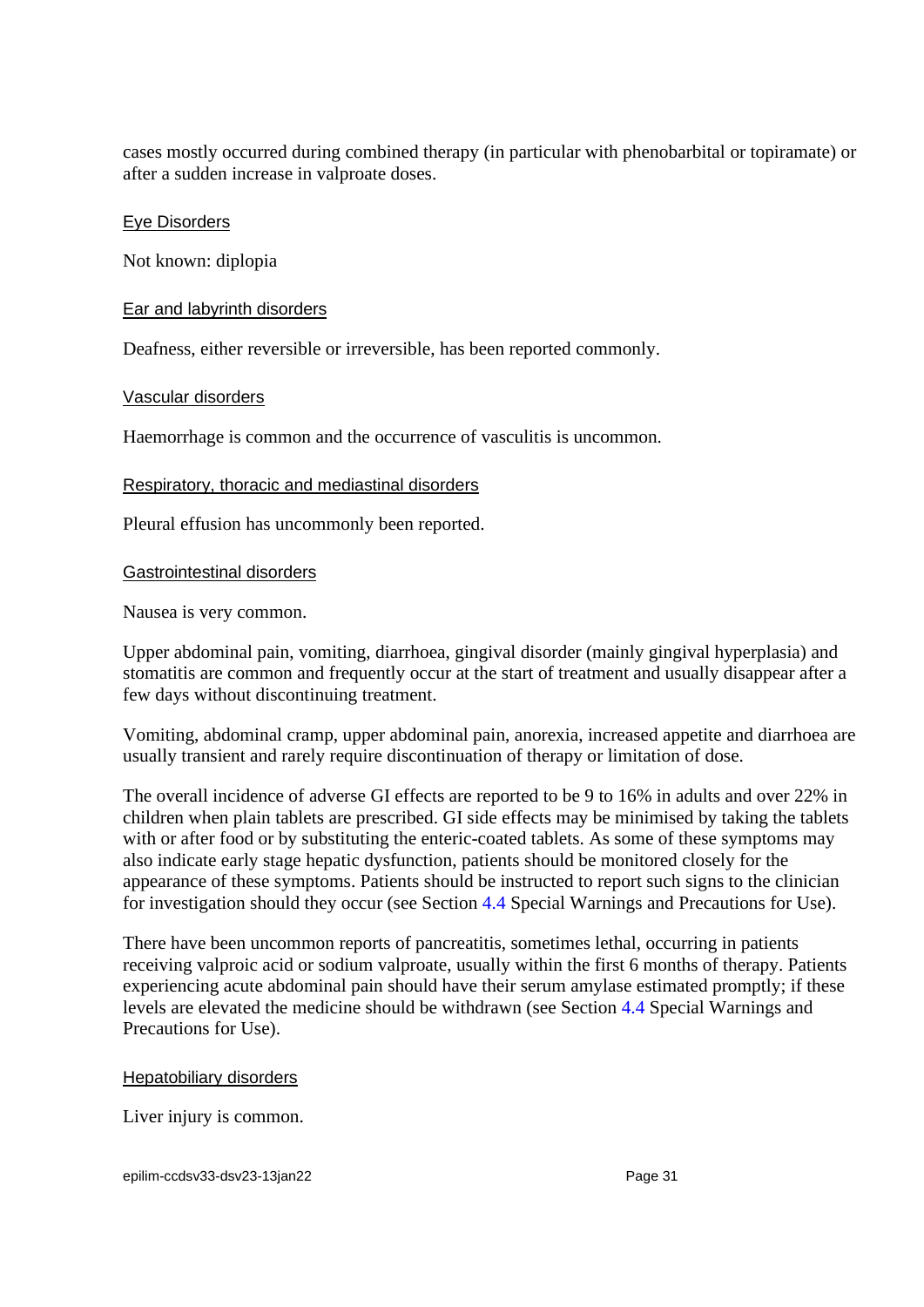cases mostly occurred during combined therapy (in particular with phenobarbital or topiramate) or after a sudden increase in valproate doses.

#### Eye Disorders

Not known: diplopia

#### Ear and labyrinth disorders

Deafness, either reversible or irreversible, has been reported commonly.

#### Vascular disorders

Haemorrhage is common and the occurrence of vasculitis is uncommon.

#### Respiratory, thoracic and mediastinal disorders

Pleural effusion has uncommonly been reported.

#### Gastrointestinal disorders

Nausea is very common.

Upper abdominal pain, vomiting, diarrhoea, gingival disorder (mainly gingival hyperplasia) and stomatitis are common and frequently occur at the start of treatment and usually disappear after a few days without discontinuing treatment.

Vomiting, abdominal cramp, upper abdominal pain, anorexia, increased appetite and diarrhoea are usually transient and rarely require discontinuation of therapy or limitation of dose.

The overall incidence of adverse GI effects are reported to be 9 to 16% in adults and over 22% in children when plain tablets are prescribed. GI side effects may be minimised by taking the tablets with or after food or by substituting the enteric-coated tablets. As some of these symptoms may also indicate early stage hepatic dysfunction, patients should be monitored closely for the appearance of these symptoms. Patients should be instructed to report such signs to the clinician for investigation should they occur (see Section 4.4 Special Warnings and Precautions for Use).

There have been uncommon reports of pancreatitis, sometimes lethal, occurring in patients receiving valproic acid or sodium valproate, usually within the first 6 months of therapy. Patients experiencing acute abdominal pain should have their serum amylase estimated promptly; if these levels are elevated the medicine should be withdrawn (see Section 4.4 Special Warnings and Precautions for Use).

#### Hepatobiliary disorders

Liver injury is common.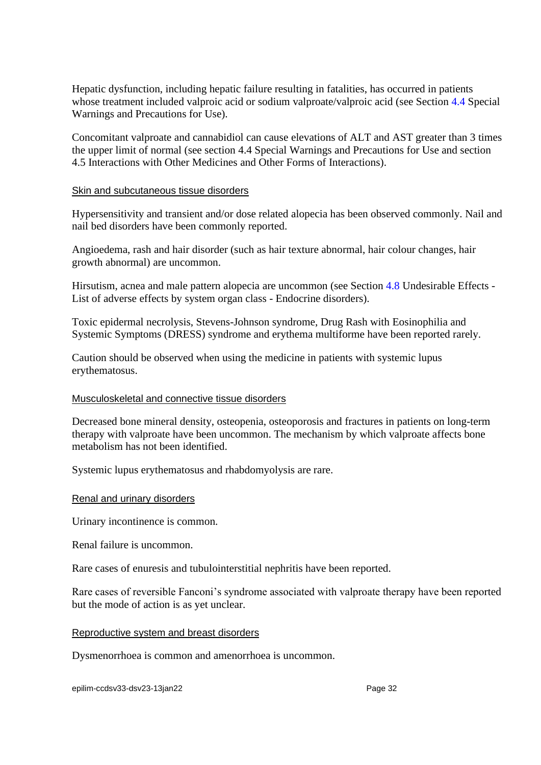Hepatic dysfunction, including hepatic failure resulting in fatalities, has occurred in patients whose treatment included valproic acid or sodium valproate/valproic acid (see Section 4.4 Special Warnings and Precautions for Use).

Concomitant valproate and cannabidiol can cause elevations of ALT and AST greater than 3 times the upper limit of normal (see section 4.4 Special Warnings and Precautions for Use and section 4.5 Interactions with Other Medicines and Other Forms of Interactions).

Skin and subcutaneous tissue disorders

Hypersensitivity and transient and/or dose related alopecia has been observed commonly. Nail and nail bed disorders have been commonly reported.

Angioedema, rash and hair disorder (such as hair texture abnormal, hair colour changes, hair growth abnormal) are uncommon.

Hirsutism, acnea and male pattern alopecia are uncommon (see Section 4.8 Undesirable Effects - List of adverse effects by system organ class - Endocrine disorders).

Toxic epidermal necrolysis, Stevens-Johnson syndrome, Drug Rash with Eosinophilia and Systemic Symptoms (DRESS) syndrome and erythema multiforme have been reported rarely.

Caution should be observed when using the medicine in patients with systemic lupus erythematosus.

Musculoskeletal and connective tissue disorders

Decreased bone mineral density, osteopenia, osteoporosis and fractures in patients on long-term therapy with valproate have been uncommon. The mechanism by which valproate affects bone metabolism has not been identified.

Systemic lupus erythematosus and rhabdomyolysis are rare.

Renal and urinary disorders

Urinary incontinence is common.

Renal failure is uncommon.

Rare cases of enuresis and tubulointerstitial nephritis have been reported.

Rare cases of reversible Fanconi's syndrome associated with valproate therapy have been reported but the mode of action is as yet unclear.

Reproductive system and breast disorders

Dysmenorrhoea is common and amenorrhoea is uncommon.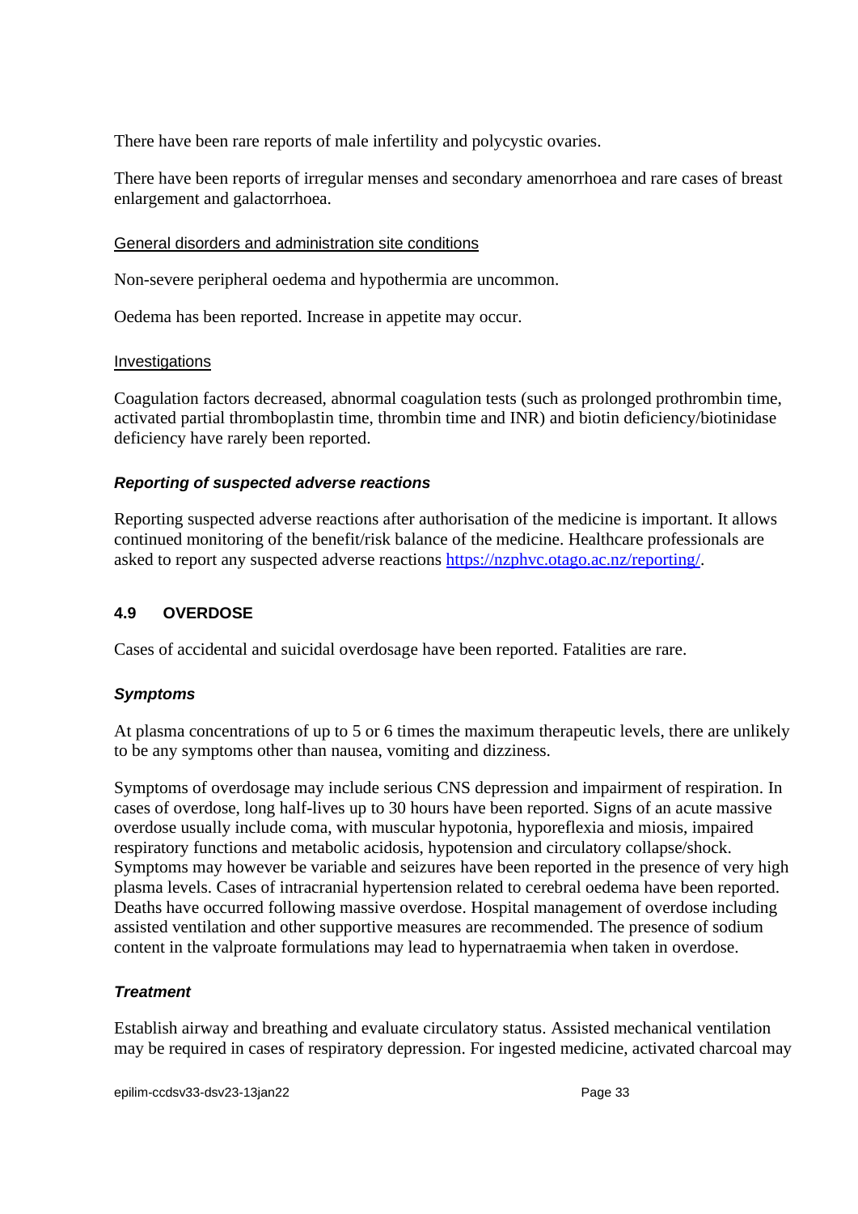There have been rare reports of male infertility and polycystic ovaries.

There have been reports of irregular menses and secondary amenorrhoea and rare cases of breast enlargement and galactorrhoea.

General disorders and administration site conditions

Non-severe peripheral oedema and hypothermia are uncommon.

Oedema has been reported. Increase in appetite may occur.

Investigations

Coagulation factors decreased, abnormal coagulation tests (such as prolonged prothrombin time, activated partial thromboplastin time, thrombin time and INR) and biotin deficiency/biotinidase deficiency have rarely been reported.

### *Reporting of suspected adverse reactions*

Reporting suspected adverse reactions after authorisation of the medicine is important. It allows continued monitoring of the benefit/risk balance of the medicine. Healthcare professionals are asked to report any suspected adverse reactions https://nzphvc.otago.ac.nz/reporting/.

## 4.9 OVERDOSE

Cases of accidental and suicidal overdosage have been reported. Fatalities are rare.

### *Symptoms*

At plasma concentrations of up to 5 or 6 times the maximum therapeutic levels, there are unlikely to be any symptoms other than nausea, vomiting and dizziness.

Symptoms of overdosage may include serious CNS depression and impairment of respiration. In cases of overdose, long half-lives up to 30 hours have been reported. Signs of an acute massive overdose usually include coma, with muscular hypotonia, hyporeflexia and miosis, impaired respiratory functions and metabolic acidosis, hypotension and circulatory collapse/shock. Symptoms may however be variable and seizures have been reported in the presence of very high plasma levels. Cases of intracranial hypertension related to cerebral oedema have been reported. Deaths have occurred following massive overdose. Hospital management of overdose including assisted ventilation and other supportive measures are recommended. The presence of sodium content in the valproate formulations may lead to hypernatraemia when taken in overdose.

### *Treatment*

Establish airway and breathing and evaluate circulatory status. Assisted mechanical ventilation may be required in cases of respiratory depression. For ingested medicine, activated charcoal may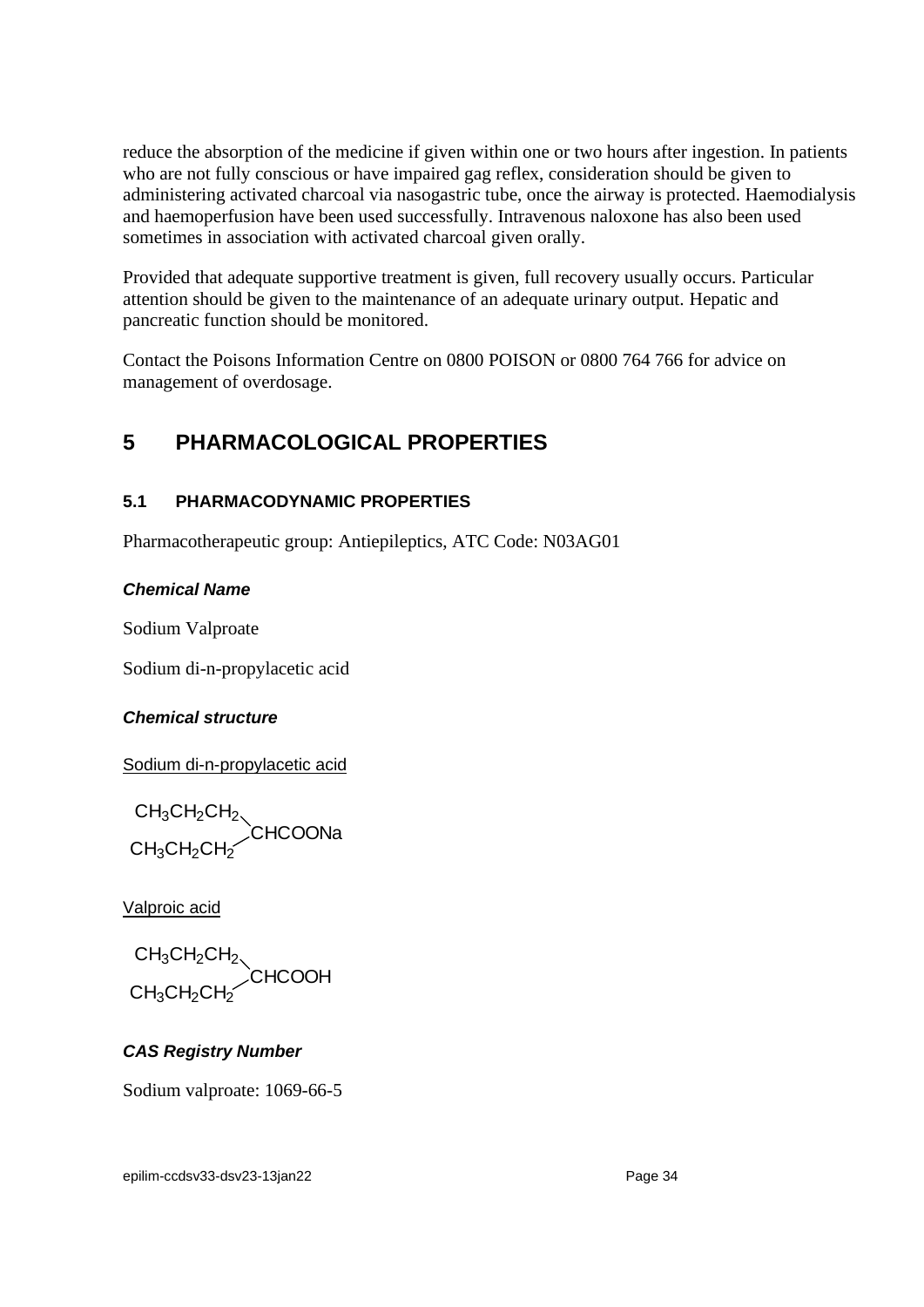reduce the absorption of the medicine if given within one or two hours after ingestion. In patients who are not fully conscious or have impaired gag reflex, consideration should be given to administering activated charcoal via nasogastric tube, once the airway is protected. Haemodialysis and haemoperfusion have been used successfully. Intravenous naloxone has also been used sometimes in association with activated charcoal given orally.

Provided that adequate supportive treatment is given, full recovery usually occurs. Particular attention should be given to the maintenance of an adequate urinary output. Hepatic and pancreatic function should be monitored.

Contact the Poisons Information Centre on 0800 POISON or 0800 764 766 for advice on management of overdosage.

# 5 PHARMACOLOGICAL PROPERTIES

## 5.1 PHARMACODYNAMIC PROPERTIES

Pharmacotherapeutic group: Antiepileptics, ATC Code: N03AG01

***Chemical Name***

Sodium Valproate

Sodium di-n-propylacetic acid

***Chemical structure***

Sodium di-n-propylacetic acid

$$(CH_3CH_2CH_2)_2CHCOONa$$

Valproic acid

$$(CH_3CH_2CH_2)_2CHCOOH$$

***CAS Registry Number***

Sodium valproate: 1069-66-5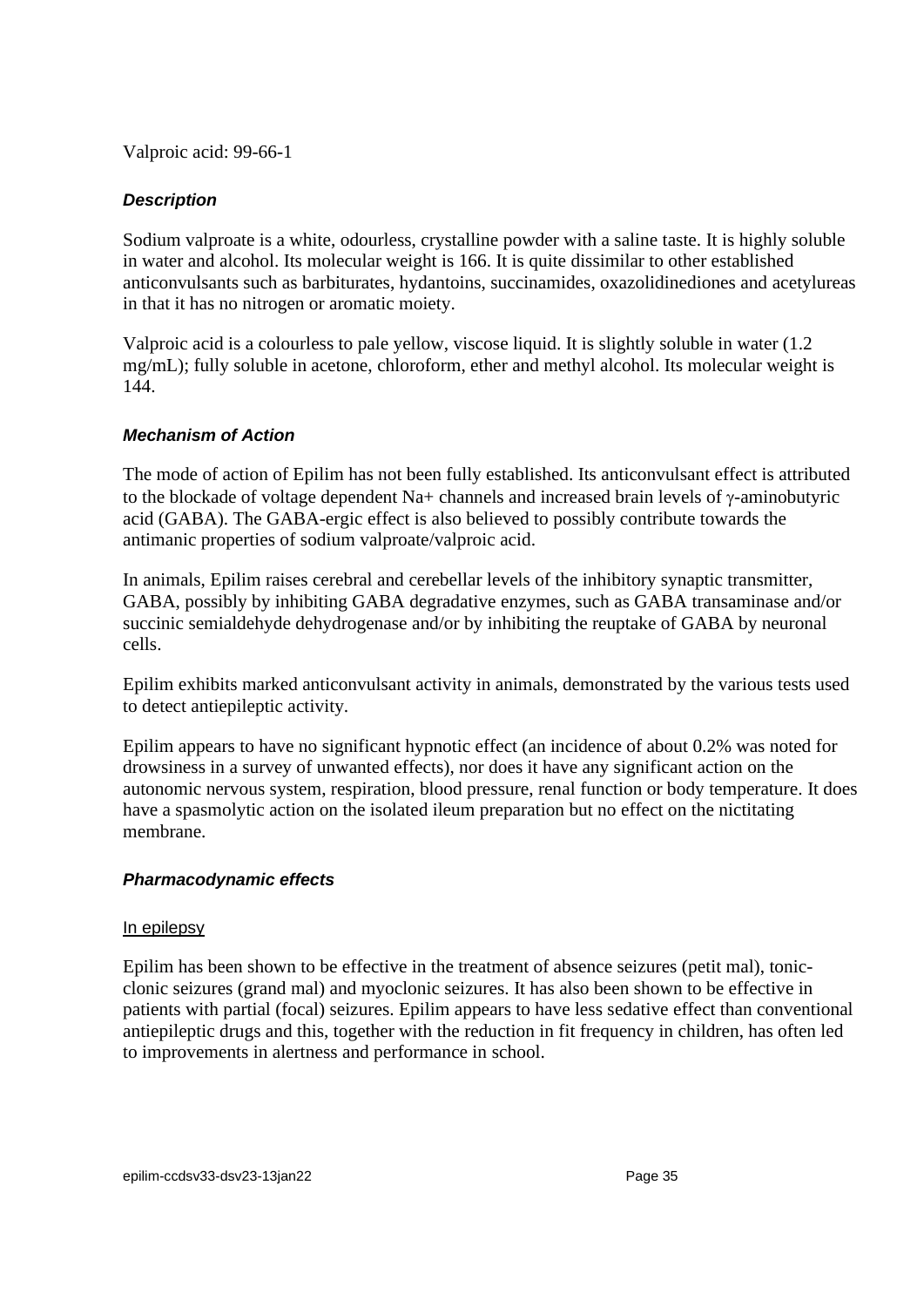Valproic acid: 99-66-1

### *Description*

Sodium valproate is a white, odourless, crystalline powder with a saline taste. It is highly soluble in water and alcohol. Its molecular weight is 166. It is quite dissimilar to other established anticonvulsants such as barbiturates, hydantoins, succinamides, oxazolidinediones and acetylureas in that it has no nitrogen or aromatic moiety.

Valproic acid is a colourless to pale yellow, viscose liquid. It is slightly soluble in water (1.2 mg/mL); fully soluble in acetone, chloroform, ether and methyl alcohol. Its molecular weight is 144.

### *Mechanism of Action*

The mode of action of Epilim has not been fully established. Its anticonvulsant effect is attributed to the blockade of voltage dependent $Na^+$ channels and increased brain levels of γ-aminobutyric acid (GABA). The GABA-ergic effect is also believed to possibly contribute towards the antimanic properties of sodium valproate/valproic acid.

In animals, Epilim raises cerebral and cerebellar levels of the inhibitory synaptic transmitter, GABA, possibly by inhibiting GABA degradative enzymes, such as GABA transaminase and/or succinic semialdehyde dehydrogenase and/or by inhibiting the reuptake of GABA by neuronal cells.

Epilim exhibits marked anticonvulsant activity in animals, demonstrated by the various tests used to detect antiepileptic activity.

Epilim appears to have no significant hypnotic effect (an incidence of about 0.2% was noted for drowsiness in a survey of unwanted effects), nor does it have any significant action on the autonomic nervous system, respiration, blood pressure, renal function or body temperature. It does have a spasmolytic action on the isolated ileum preparation but no effect on the nictitating membrane.

### *Pharmacodynamic effects*

In epilepsy

Epilim has been shown to be effective in the treatment of absence seizures (petit mal), tonic-clonic seizures (grand mal) and myoclonic seizures. It has also been shown to be effective in patients with partial (focal) seizures. Epilim appears to have less sedative effect than conventional antiepileptic drugs and this, together with the reduction in fit frequency in children, has often led to improvements in alertness and performance in school.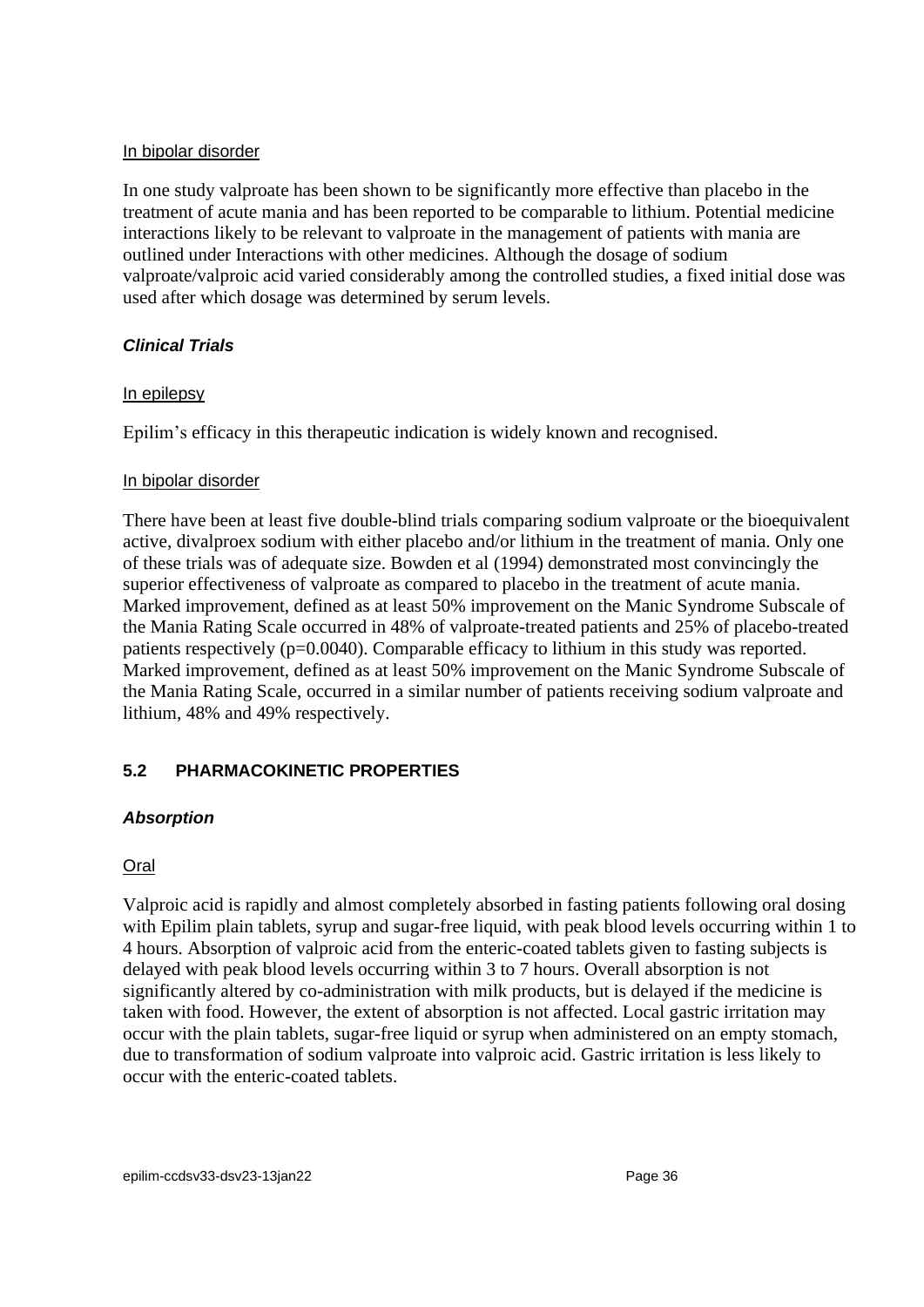In bipolar disorder

In one study valproate has been shown to be significantly more effective than placebo in the treatment of acute mania and has been reported to be comparable to lithium. Potential medicine interactions likely to be relevant to valproate in the management of patients with mania are outlined under Interactions with other medicines. Although the dosage of sodium valproate/valproic acid varied considerably among the controlled studies, a fixed initial dose was used after which dosage was determined by serum levels.

### *Clinical Trials*

In epilepsy

Epilim's efficacy in this therapeutic indication is widely known and recognised.

In bipolar disorder

There have been at least five double-blind trials comparing sodium valproate or the bioequivalent active, divalproex sodium with either placebo and/or lithium in the treatment of mania. Only one of these trials was of adequate size. Bowden et al (1994) demonstrated most convincingly the superior effectiveness of valproate as compared to placebo in the treatment of acute mania. Marked improvement, defined as at least 50% improvement on the Manic Syndrome Subscale of the Mania Rating Scale occurred in 48% of valproate-treated patients and 25% of placebo-treated patients respectively ($p=0.0040$). Comparable efficacy to lithium in this study was reported. Marked improvement, defined as at least 50% improvement on the Manic Syndrome Subscale of the Mania Rating Scale, occurred in a similar number of patients receiving sodium valproate and lithium, 48% and 49% respectively.

## 5.2 PHARMACOKINETIC PROPERTIES

### *Absorption*

Oral

Valproic acid is rapidly and almost completely absorbed in fasting patients following oral dosing with Epilim plain tablets, syrup and sugar-free liquid, with peak blood levels occurring within 1 to 4 hours. Absorption of valproic acid from the enteric-coated tablets given to fasting subjects is delayed with peak blood levels occurring within 3 to 7 hours. Overall absorption is not significantly altered by co-administration with milk products, but is delayed if the medicine is taken with food. However, the extent of absorption is not affected. Local gastric irritation may occur with the plain tablets, sugar-free liquid or syrup when administered on an empty stomach, due to transformation of sodium valproate into valproic acid. Gastric irritation is less likely to occur with the enteric-coated tablets.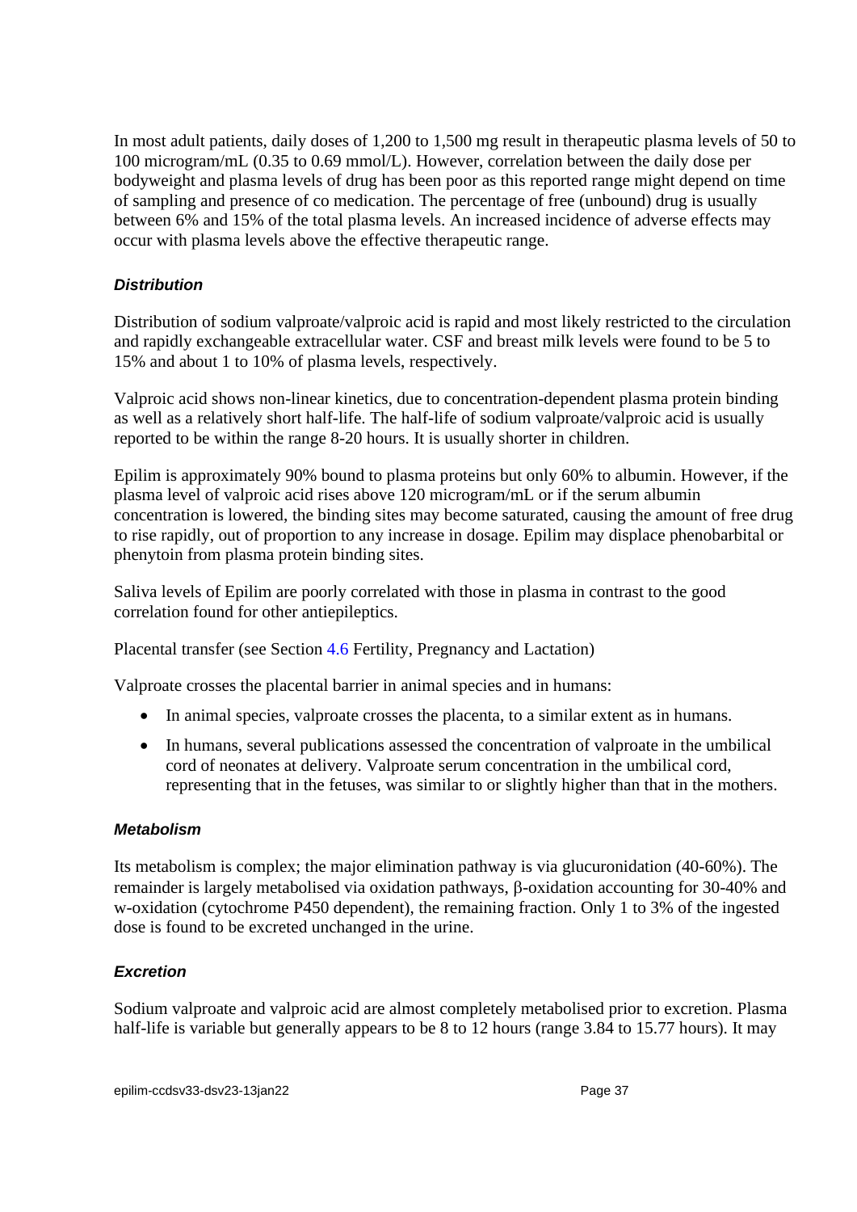In most adult patients, daily doses of 1,200 to 1,500 mg result in therapeutic plasma levels of 50 to 100 microgram/mL (0.35 to 0.69 mmol/L). However, correlation between the daily dose per bodyweight and plasma levels of drug has been poor as this reported range might depend on time of sampling and presence of co medication. The percentage of free (unbound) drug is usually between 6% and 15% of the total plasma levels. An increased incidence of adverse effects may occur with plasma levels above the effective therapeutic range.

#### *Distribution*

Distribution of sodium valproate/valproic acid is rapid and most likely restricted to the circulation and rapidly exchangeable extracellular water. CSF and breast milk levels were found to be 5 to 15% and about 1 to 10% of plasma levels, respectively.

Valproic acid shows non-linear kinetics, due to concentration-dependent plasma protein binding as well as a relatively short half-life. The half-life of sodium valproate/valproic acid is usually reported to be within the range 8-20 hours. It is usually shorter in children.

Epilim is approximately 90% bound to plasma proteins but only 60% to albumin. However, if the plasma level of valproic acid rises above 120 microgram/mL or if the serum albumin concentration is lowered, the binding sites may become saturated, causing the amount of free drug to rise rapidly, out of proportion to any increase in dosage. Epilim may displace phenobarbital or phenytoin from plasma protein binding sites.

Saliva levels of Epilim are poorly correlated with those in plasma in contrast to the good correlation found for other antiepileptics.

Placental transfer (see Section 4.6 Fertility, Pregnancy and Lactation)

Valproate crosses the placental barrier in animal species and in humans:

- In animal species, valproate crosses the placenta, to a similar extent as in humans.
- In humans, several publications assessed the concentration of valproate in the umbilical cord of neonates at delivery. Valproate serum concentration in the umbilical cord, representing that in the fetuses, was similar to or slightly higher than that in the mothers.

#### *Metabolism*

Its metabolism is complex; the major elimination pathway is via glucuronidation (40-60%). The remainder is largely metabolised via oxidation pathways, β-oxidation accounting for 30-40% and w-oxidation (cytochrome P450 dependent), the remaining fraction. Only 1 to 3% of the ingested dose is found to be excreted unchanged in the urine.

#### *Excretion*

Sodium valproate and valproic acid are almost completely metabolised prior to excretion. Plasma half-life is variable but generally appears to be 8 to 12 hours (range 3.84 to 15.77 hours). It may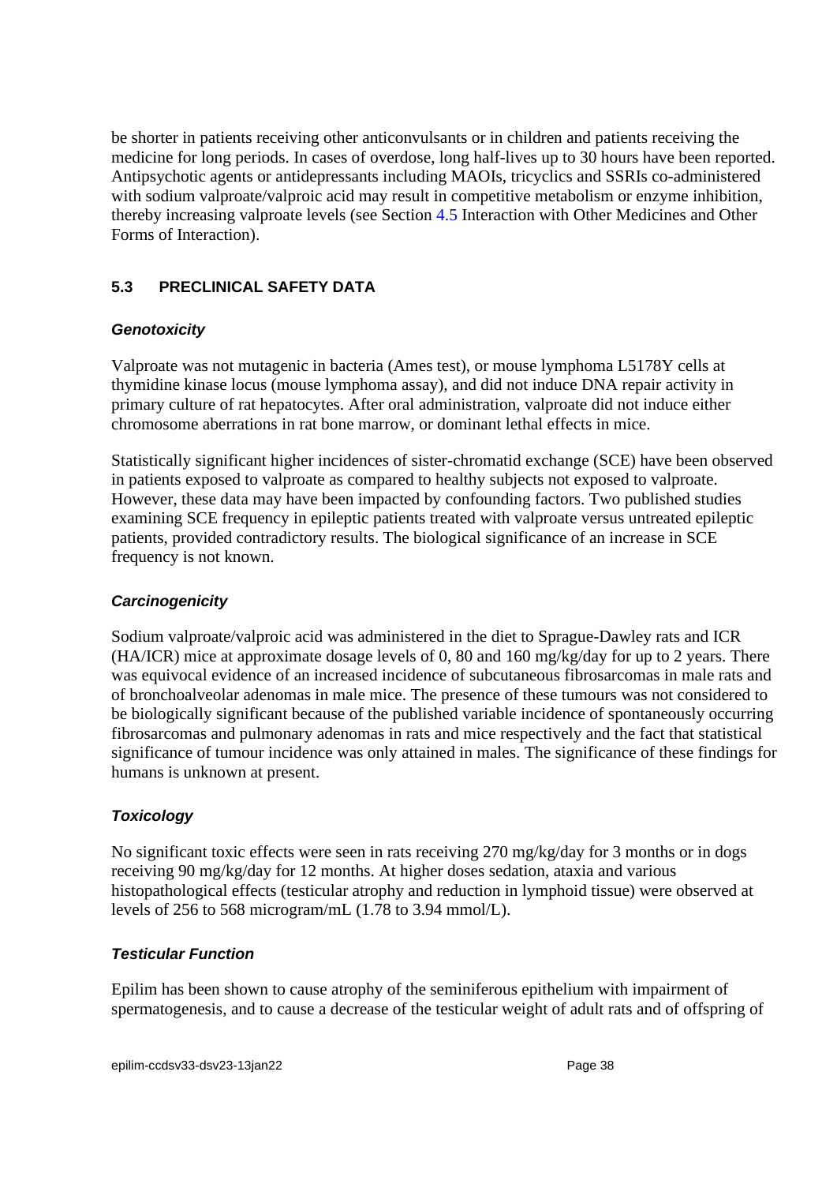be shorter in patients receiving other anticonvulsants or in children and patients receiving the medicine for long periods. In cases of overdose, long half-lives up to 30 hours have been reported. Antipsychotic agents or antidepressants including MAOIs, tricyclics and SSRIs co-administered with sodium valproate/valproic acid may result in competitive metabolism or enzyme inhibition, thereby increasing valproate levels (see Section 4.5 Interaction with Other Medicines and Other Forms of Interaction).

## 5.3 PRECLINICAL SAFETY DATA

### *Genotoxicity*

Valproate was not mutagenic in bacteria (Ames test), or mouse lymphoma L5178Y cells at thymidine kinase locus (mouse lymphoma assay), and did not induce DNA repair activity in primary culture of rat hepatocytes. After oral administration, valproate did not induce either chromosome aberrations in rat bone marrow, or dominant lethal effects in mice.

Statistically significant higher incidences of sister-chromatid exchange (SCE) have been observed in patients exposed to valproate as compared to healthy subjects not exposed to valproate. However, these data may have been impacted by confounding factors. Two published studies examining SCE frequency in epileptic patients treated with valproate versus untreated epileptic patients, provided contradictory results. The biological significance of an increase in SCE frequency is not known.

### *Carcinogenicity*

Sodium valproate/valproic acid was administered in the diet to Sprague-Dawley rats and ICR (HA/ICR) mice at approximate dosage levels of 0, 80 and 160 mg/kg/day for up to 2 years. There was equivocal evidence of an increased incidence of subcutaneous fibrosarcomas in male rats and of bronchoalveolar adenomas in male mice. The presence of these tumours was not considered to be biologically significant because of the published variable incidence of spontaneously occurring fibrosarcomas and pulmonary adenomas in rats and mice respectively and the fact that statistical significance of tumour incidence was only attained in males. The significance of these findings for humans is unknown at present.

### *Toxicology*

No significant toxic effects were seen in rats receiving 270 mg/kg/day for 3 months or in dogs receiving 90 mg/kg/day for 12 months. At higher doses sedation, ataxia and various histopathological effects (testicular atrophy and reduction in lymphoid tissue) were observed at levels of 256 to 568 microgram/mL (1.78 to 3.94 mmol/L).

### *Testicular Function*

Epilim has been shown to cause atrophy of the seminiferous epithelium with impairment of spermatogenesis, and to cause a decrease of the testicular weight of adult rats and of offspring of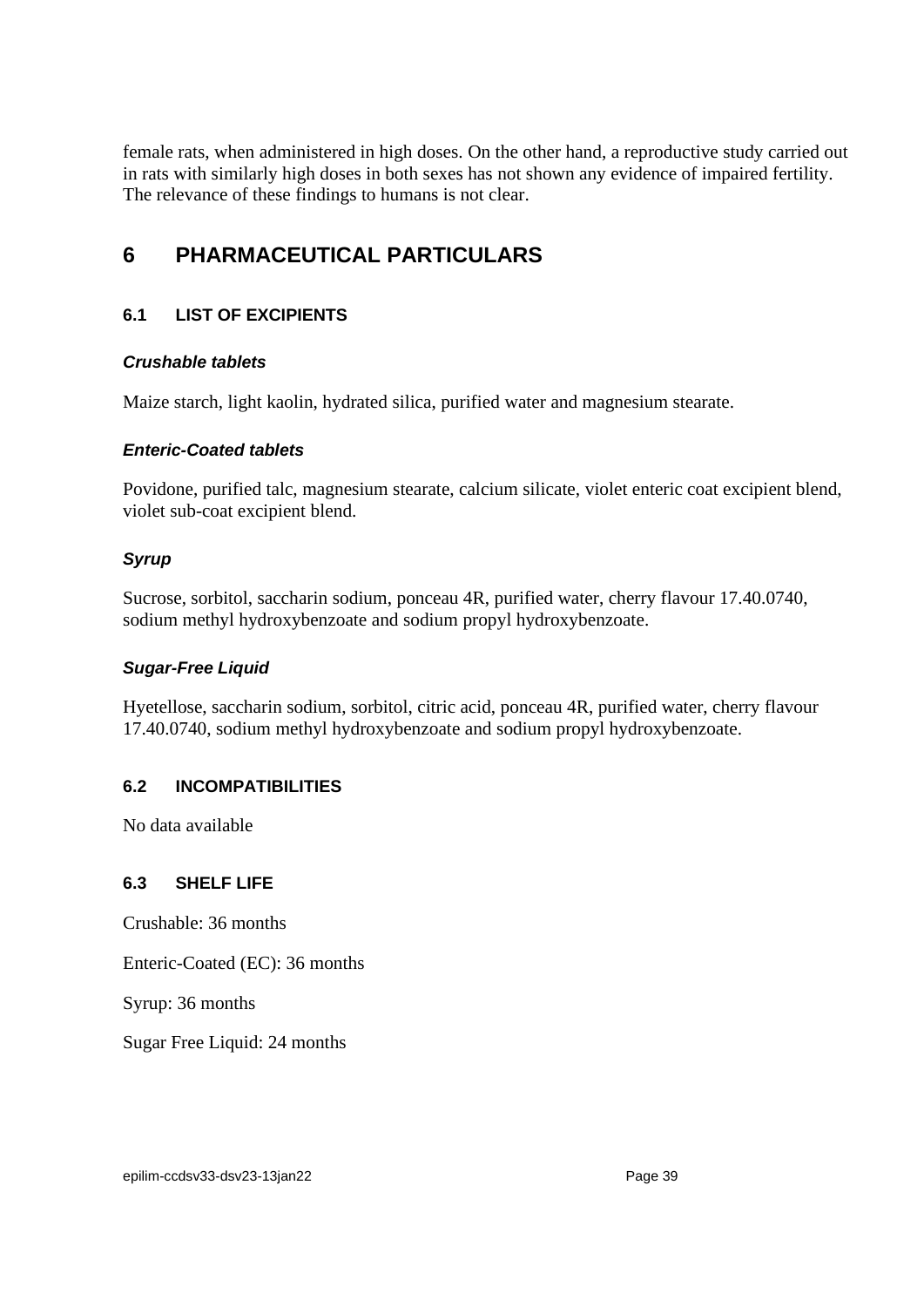female rats, when administered in high doses. On the other hand, a reproductive study carried out in rats with similarly high doses in both sexes has not shown any evidence of impaired fertility. The relevance of these findings to humans is not clear.

# 6 PHARMACEUTICAL PARTICULARS

## 6.1 LIST OF EXCIPIENTS

### *Crushable tablets*

Maize starch, light kaolin, hydrated silica, purified water and magnesium stearate.

### *Enteric-Coated tablets*

Povidone, purified talc, magnesium stearate, calcium silicate, violet enteric coat excipient blend, violet sub-coat excipient blend.

### *Syrup*

Sucrose, sorbitol, saccharin sodium, ponceau 4R, purified water, cherry flavour 17.40.0740, sodium methyl hydroxybenzoate and sodium propyl hydroxybenzoate.

### *Sugar-Free Liquid*

Hyetellose, saccharin sodium, sorbitol, citric acid, ponceau 4R, purified water, cherry flavour 17.40.0740, sodium methyl hydroxybenzoate and sodium propyl hydroxybenzoate.

## 6.2 INCOMPATIBILITIES

No data available

## 6.3 SHELF LIFE

Crushable: 36 months

Enteric-Coated (EC): 36 months

Syrup: 36 months

Sugar Free Liquid: 24 months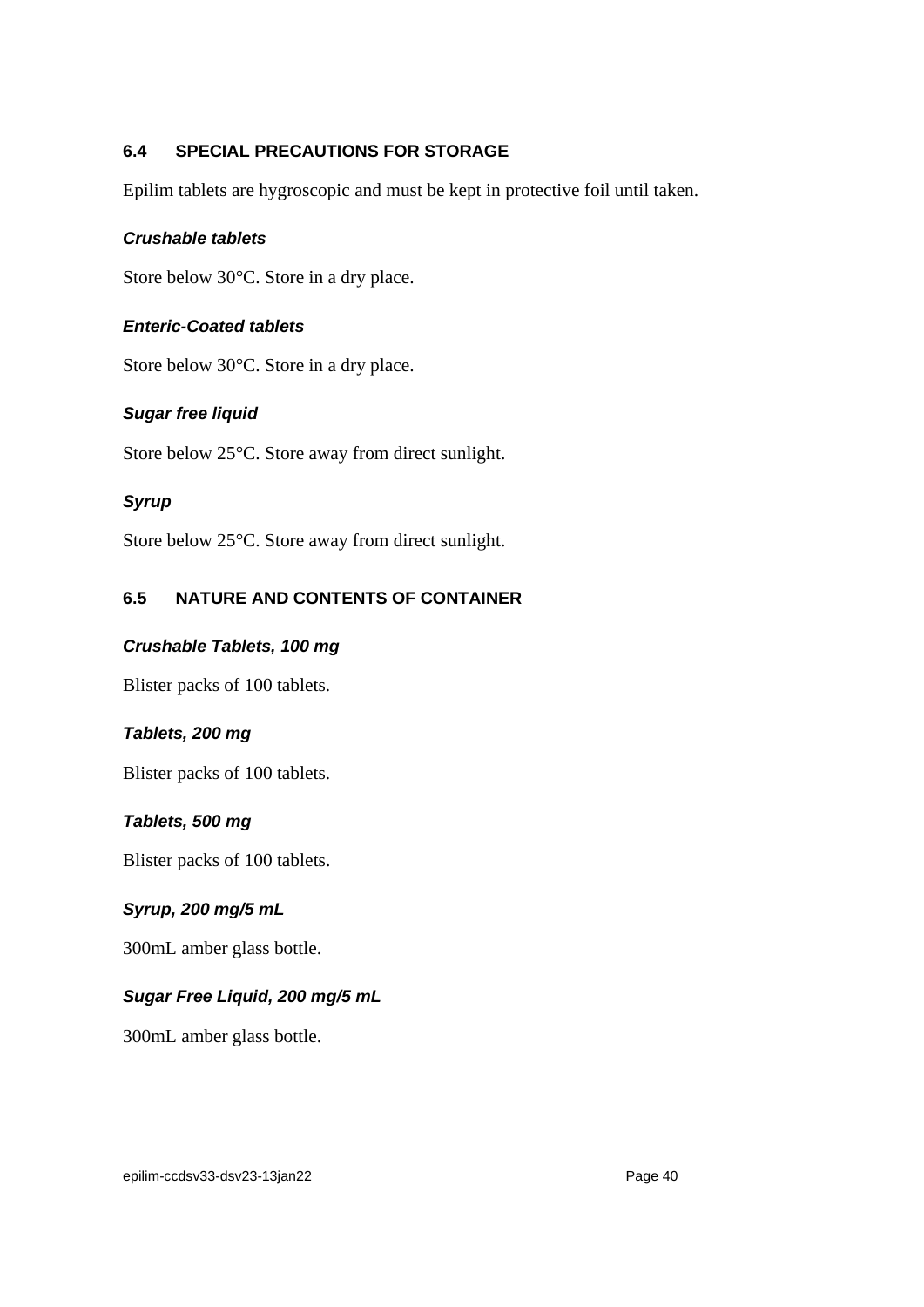## 6.4 SPECIAL PRECAUTIONS FOR STORAGE

Epilim tablets are hygroscopic and must be kept in protective foil until taken.

### *Crushable tablets*

Store below 30°C. Store in a dry place.

### *Enteric-Coated tablets*

Store below 30°C. Store in a dry place.

### *Sugar free liquid*

Store below 25°C. Store away from direct sunlight.

### *Syrup*

Store below 25°C. Store away from direct sunlight.

## 6.5 NATURE AND CONTENTS OF CONTAINER

### *Crushable Tablets, 100 mg*

Blister packs of 100 tablets.

### *Tablets, 200 mg*

Blister packs of 100 tablets.

### *Tablets, 500 mg*

Blister packs of 100 tablets.

### *Syrup, 200 mg/5 mL*

300mL amber glass bottle.

### *Sugar Free Liquid, 200 mg/5 mL*

300mL amber glass bottle.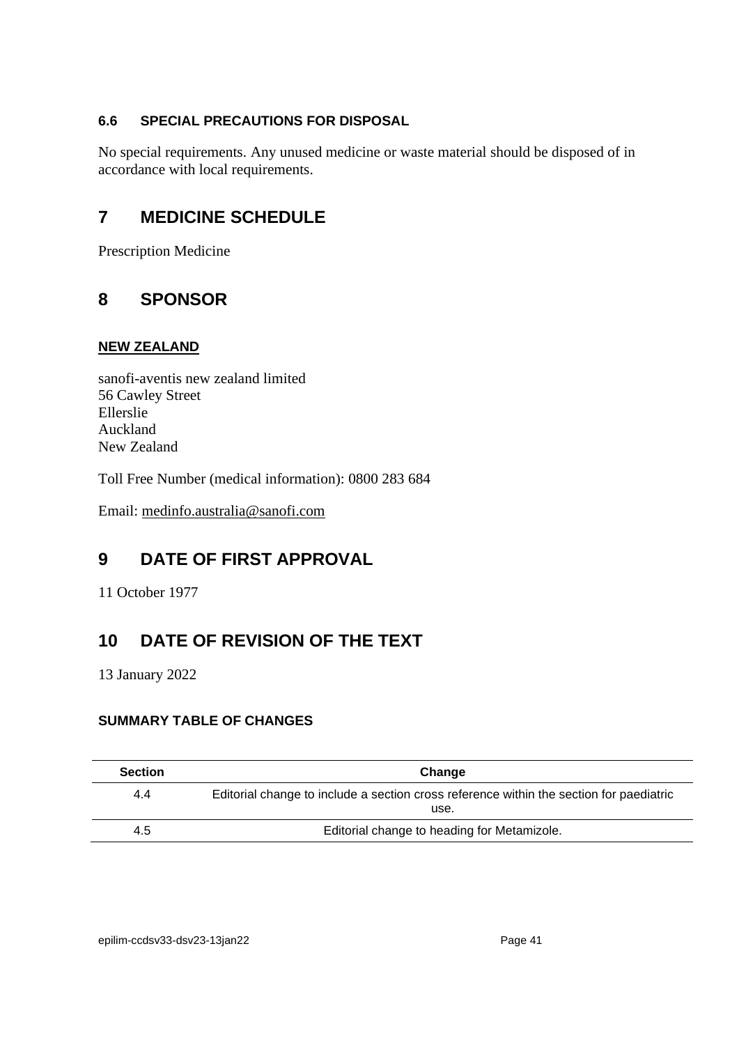### 6.6 SPECIAL PRECAUTIONS FOR DISPOSAL

No special requirements. Any unused medicine or waste material should be disposed of in accordance with local requirements.

## 7 MEDICINE SCHEDULE

Prescription Medicine

## 8 SPONSOR

**NEW ZEALAND**

sanofi-aventis new zealand limited
56 Cawley Street
Ellerslie
Auckland
New Zealand

Toll Free Number (medical information): 0800 283 684

Email: medinfo.australia@sanofi.com

## 9 DATE OF FIRST APPROVAL

11 October 1977

## 10 DATE OF REVISION OF THE TEXT

13 January 2022

### SUMMARY TABLE OF CHANGES

| Section | Change |
|---|---|
| 4.4 | Editorial change to include a section cross reference within the section for paediatric use. |
| 4.5 | Editorial change to heading for Metamizole. |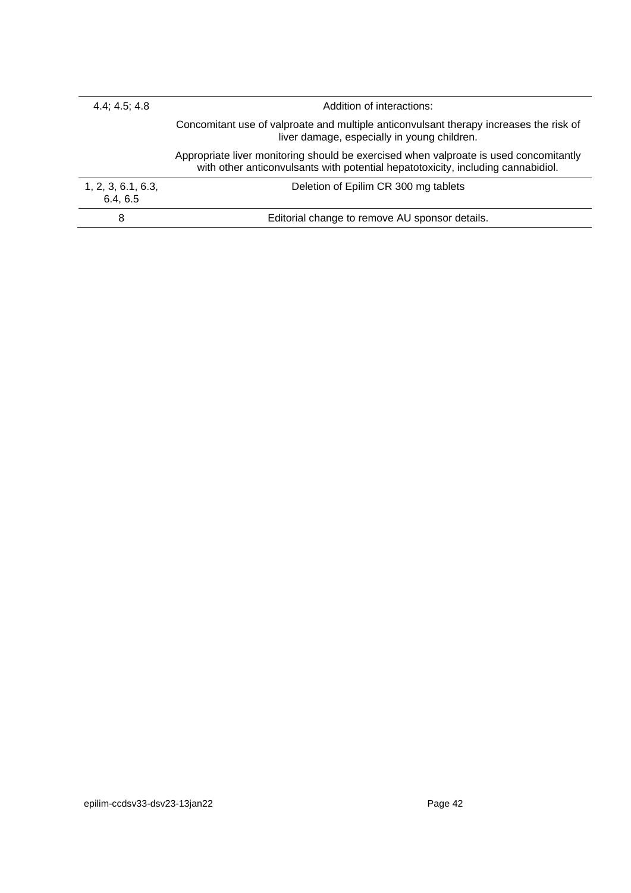| | |
|---|---|
| 4.4; 4.5; 4.8 | Addition of interactions:<br>Concomitant use of valproate and multiple anticonvulsant therapy increases the risk of liver damage, especially in young children.<br>Appropriate liver monitoring should be exercised when valproate is used concomitantly with other anticonvulsants with potential hepatotoxicity, including cannabidiol. |
| 1, 2, 3, 6.1, 6.3, 6.4, 6.5 | Deletion of Epilim CR 300 mg tablets |
| 8 | Editorial change to remove AU sponsor details. |